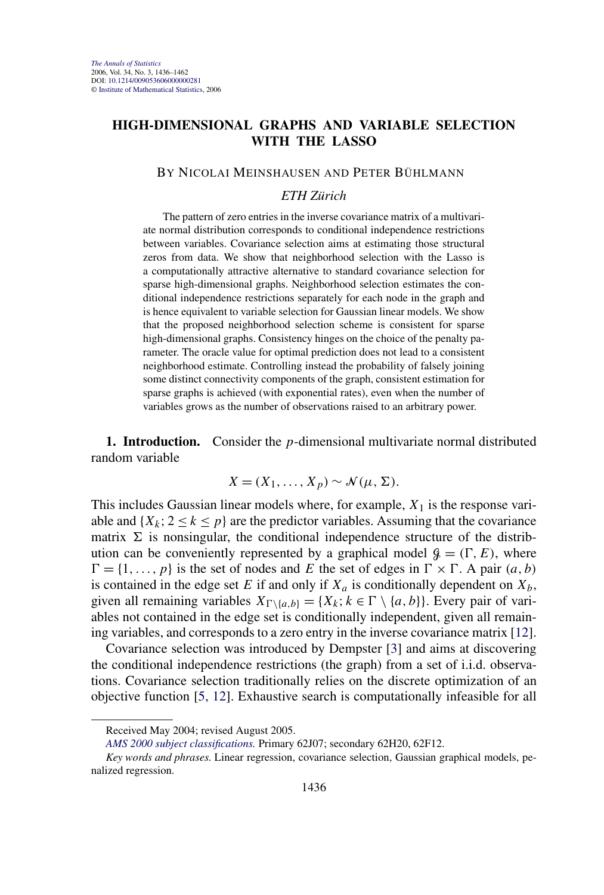# HIGH-DIMENSIONAL GRAPHS AND VARIABLE SELECTION WITH THE LASSO

BY NICOLAI MEINSHAUSEN AND PETER BÜHLMANN

*ETH Zürich*

The pattern of zero entries in the inverse covariance matrix of a multivariate normal distribution corresponds to conditional independence restrictions between variables. Covariance selection aims at estimating those structural zeros from data. We show that neighborhood selection with the Lasso is a computationally attractive alternative to standard covariance selection for sparse high-dimensional graphs. Neighborhood selection estimates the conditional independence restrictions separately for each node in the graph and is hence equivalent to variable selection for Gaussian linear models. We show that the proposed neighborhood selection scheme is consistent for sparse high-dimensional graphs. Consistency hinges on the choice of the penalty parameter. The oracle value for optimal prediction does not lead to a consistent neighborhood estimate. Controlling instead the probability of falsely joining some distinct connectivity components of the graph, consistent estimation for sparse graphs is achieved (with exponential rates), even when the number of variables grows as the number of observations raised to an arbitrary power.

**1. Introduction.** Consider the $p$-dimensional multivariate normal distributed random variable

$$X = (X_1, \dots, X_p) \sim \mathcal{N}(\mu, \Sigma).$$

This includes Gaussian linear models where, for example, $X_1$ is the response variable and $\{X_k; 2 \le k \le p\}$ are the predictor variables. Assuming that the covariance matrix $\Sigma$ is nonsingular, the conditional independence structure of the distribution can be conveniently represented by a graphical model $\mathcal{G} = (\Gamma, E)$, where $\Gamma = \{1, \dots, p\}$ is the set of nodes and $E$ the set of edges in $\Gamma \times \Gamma$. A pair $(a, b)$ is contained in the edge set $E$ if and only if $X_a$ is conditionally dependent on $X_b$, given all remaining variables $X_{\Gamma \setminus \{a,b\}} = \{X_k; k \in \Gamma \setminus \{a, b\}\}$. Every pair of variables not contained in the edge set is conditionally independent, given all remaining variables, and corresponds to a zero entry in the inverse covariance matrix [12].

Covariance selection was introduced by Dempster [3] and aims at discovering the conditional independence restrictions (the graph) from a set of i.i.d. observations. Covariance selection traditionally relies on the discrete optimization of an objective function [5, 12]. Exhaustive search is computationally infeasible for all

---

Received May 2004; revised August 2005.

*AMS 2000 subject classifications.* Primary 62J07; secondary 62H20, 62F12.

*Key words and phrases.* Linear regression, covariance selection, Gaussian graphical models, penalized regression.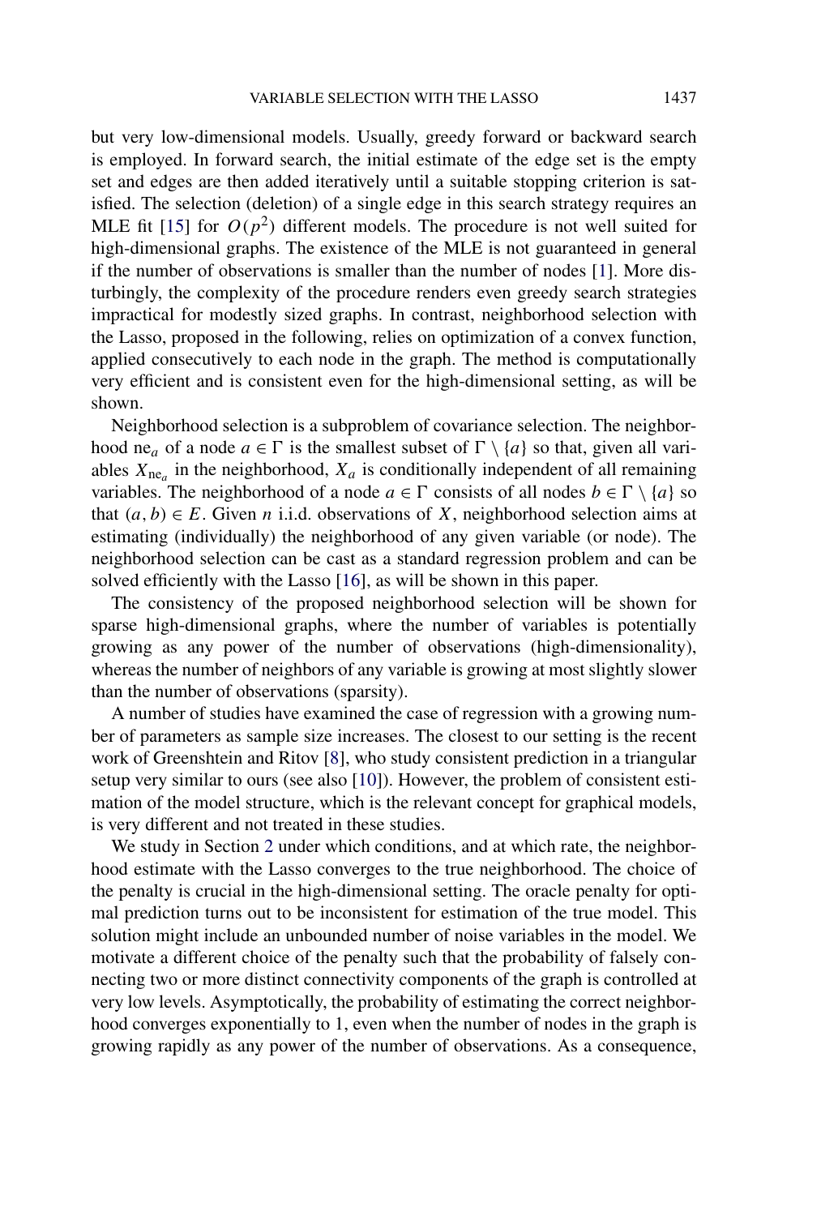but very low-dimensional models. Usually, greedy forward or backward search is employed. In forward search, the initial estimate of the edge set is the empty set and edges are then added iteratively until a suitable stopping criterion is satisfied. The selection (deletion) of a single edge in this search strategy requires an MLE fit [15] for $O(p^2)$ different models. The procedure is not well suited for high-dimensional graphs. The existence of the MLE is not guaranteed in general if the number of observations is smaller than the number of nodes [1]. More disturbingly, the complexity of the procedure renders even greedy search strategies impractical for modestly sized graphs. In contrast, neighborhood selection with the Lasso, proposed in the following, relies on optimization of a convex function, applied consecutively to each node in the graph. The method is computationally very efficient and is consistent even for the high-dimensional setting, as will be shown.

Neighborhood selection is a subproblem of covariance selection. The neighborhood $\mathrm{ne}_a$ of a node $a \in \Gamma$ is the smallest subset of $\Gamma \setminus \{a\}$ so that, given all variables $X_{\mathrm{ne}_a}$ in the neighborhood, $X_a$ is conditionally independent of all remaining variables. The neighborhood of a node $a \in \Gamma$ consists of all nodes $b \in \Gamma \setminus \{a\}$ so that $(a, b) \in E$. Given $n$ i.i.d. observations of $X$, neighborhood selection aims at estimating (individually) the neighborhood of any given variable (or node). The neighborhood selection can be cast as a standard regression problem and can be solved efficiently with the Lasso [16], as will be shown in this paper.

The consistency of the proposed neighborhood selection will be shown for sparse high-dimensional graphs, where the number of variables is potentially growing as any power of the number of observations (high-dimensionality), whereas the number of neighbors of any variable is growing at most slightly slower than the number of observations (sparsity).

A number of studies have examined the case of regression with a growing number of parameters as sample size increases. The closest to our setting is the recent work of Greenshtein and Ritov [8], who study consistent prediction in a triangular setup very similar to ours (see also [10]). However, the problem of consistent estimation of the model structure, which is the relevant concept for graphical models, is very different and not treated in these studies.

We study in Section 2 under which conditions, and at which rate, the neighborhood estimate with the Lasso converges to the true neighborhood. The choice of the penalty is crucial in the high-dimensional setting. The oracle penalty for optimal prediction turns out to be inconsistent for estimation of the true model. This solution might include an unbounded number of noise variables in the model. We motivate a different choice of the penalty such that the probability of falsely connecting two or more distinct connectivity components of the graph is controlled at very low levels. Asymptotically, the probability of estimating the correct neighborhood converges exponentially to 1, even when the number of nodes in the graph is growing rapidly as any power of the number of observations. As a consequence,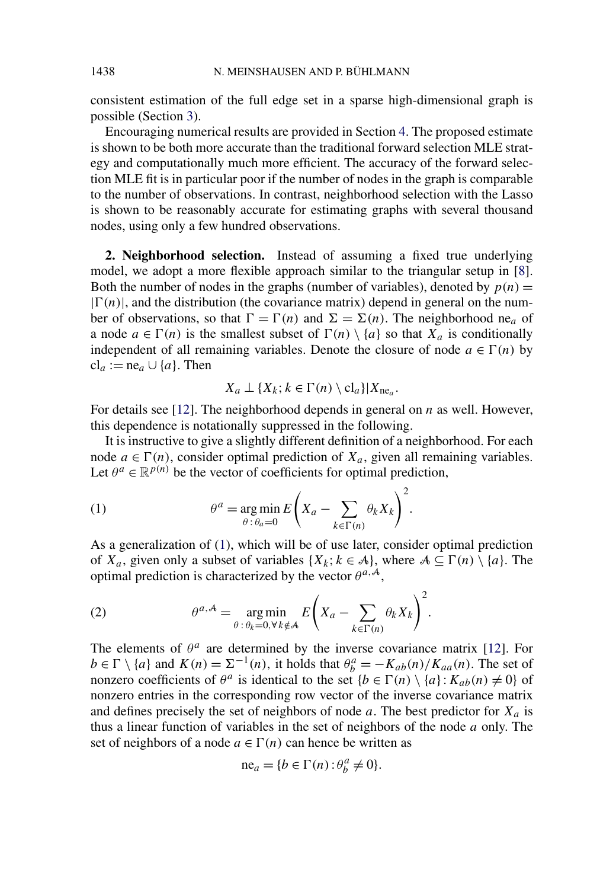consistent estimation of the full edge set in a sparse high-dimensional graph is possible (Section 3).

Encouraging numerical results are provided in Section 4. The proposed estimate is shown to be both more accurate than the traditional forward selection MLE strategy and computationally much more efficient. The accuracy of the forward selection MLE fit is in particular poor if the number of nodes in the graph is comparable to the number of observations. In contrast, neighborhood selection with the Lasso is shown to be reasonably accurate for estimating graphs with several thousand nodes, using only a few hundred observations.

## 2. Neighborhood selection.

Instead of assuming a fixed true underlying model, we adopt a more flexible approach similar to the triangular setup in [8]. Both the number of nodes in the graphs (number of variables), denoted by $p(n) = |\Gamma(n)|$, and the distribution (the covariance matrix) depend in general on the number of observations, so that $\Gamma = \Gamma(n)$ and $\Sigma = \Sigma(n)$. The neighborhood $\mathrm{ne}_a$ of a node $a \in \Gamma(n)$ is the smallest subset of $\Gamma(n) \setminus \{a\}$ so that $X_a$ is conditionally independent of all remaining variables. Denote the closure of node $a \in \Gamma(n)$ by $\mathrm{cl}_a := \mathrm{ne}_a \cup \{a\}$. Then

$$X_a \perp \{X_k; k \in \Gamma(n) \setminus \mathrm{cl}_a\} | X_{\mathrm{ne}_a}.$$

For details see [12]. The neighborhood depends in general on $n$ as well. However, this dependence is notationally suppressed in the following.

It is instructive to give a slightly different definition of a neighborhood. For each node $a \in \Gamma(n)$, consider optimal prediction of $X_a$, given all remaining variables. Let $\theta^a \in \mathbb{R}^{p(n)}$ be the vector of coefficients for optimal prediction,

$$\theta^a = \arg\min_{\theta : \theta_a = 0} E\left(X_a - \sum_{k \in \Gamma(n)} \theta_k X_k\right)^2. \tag{1}$$

As a generalization of (1), which will be of use later, consider optimal prediction of $X_a$, given only a subset of variables $\{X_k; k \in \mathcal{A}\}$, where $\mathcal{A} \subseteq \Gamma(n) \setminus \{a\}$. The optimal prediction is characterized by the vector $\theta^{a,\mathcal{A}}$,

$$\theta^{a,\mathcal{A}} = \arg\min_{\theta : \theta_k = 0, \forall k \notin \mathcal{A}} E\left(X_a - \sum_{k \in \Gamma(n)} \theta_k X_k\right)^2. \tag{2}$$

The elements of $\theta^a$ are determined by the inverse covariance matrix [12]. For $b \in \Gamma \setminus \{a\}$ and $K(n) = \Sigma^{-1}(n)$, it holds that $\theta^a_b = -K_{ab}(n)/K_{aa}(n)$. The set of nonzero coefficients of $\theta^a$ is identical to the set $\{b \in \Gamma(n) \setminus \{a\} : K_{ab}(n) \neq 0\}$ of nonzero entries in the corresponding row vector of the inverse covariance matrix and defines precisely the set of neighbors of node $a$. The best predictor for $X_a$ is thus a linear function of variables in the set of neighbors of the node $a$ only. The set of neighbors of a node $a \in \Gamma(n)$ can hence be written as

$$\mathrm{ne}_a = \{b \in \Gamma(n) : \theta^a_b \neq 0\}.$$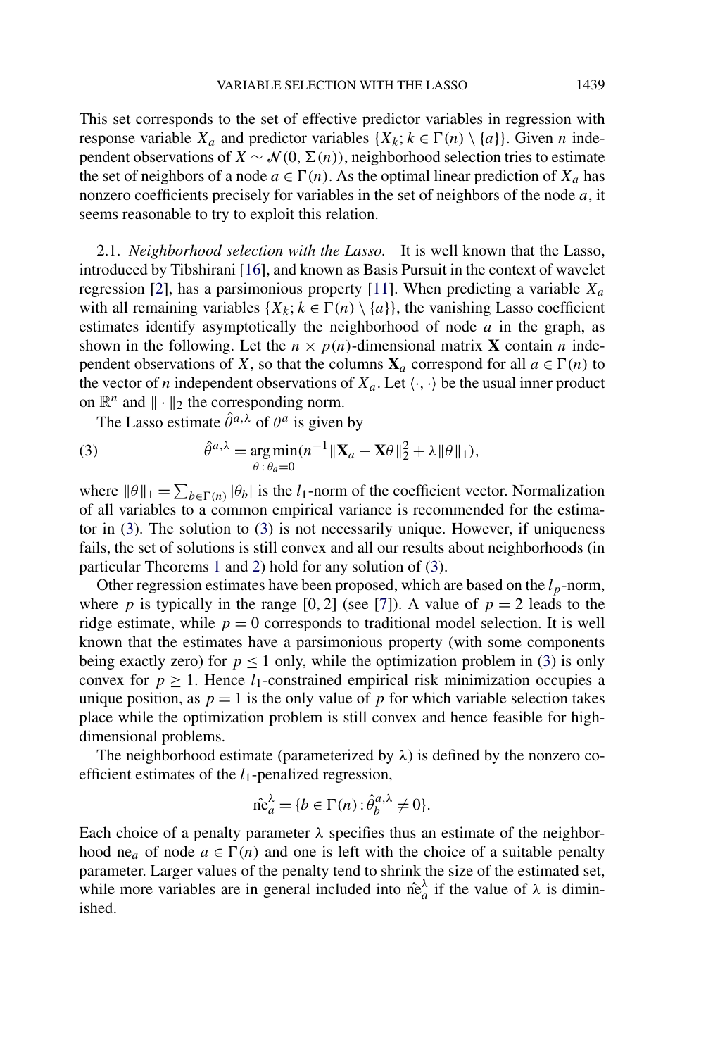This set corresponds to the set of effective predictor variables in regression with response variable $X_a$ and predictor variables $\{X_k; k \in \Gamma(n) \setminus \{a\}\}$. Given $n$ independent observations of $X \sim \mathcal{N}(0, \Sigma(n))$, neighborhood selection tries to estimate the set of neighbors of a node $a \in \Gamma(n)$. As the optimal linear prediction of $X_a$ has nonzero coefficients precisely for variables in the set of neighbors of the node $a$, it seems reasonable to try to exploit this relation.

2.1. *Neighborhood selection with the Lasso.* It is well known that the Lasso, introduced by Tibshirani [16], and known as Basis Pursuit in the context of wavelet regression [2], has a parsimonious property [11]. When predicting a variable $X_a$ with all remaining variables $\{X_k; k \in \Gamma(n) \setminus \{a\}\}$, the vanishing Lasso coefficient estimates identify asymptotically the neighborhood of node $a$ in the graph, as shown in the following. Let the $n \times p(n)$-dimensional matrix $\mathbf{X}$ contain $n$ independent observations of $X$, so that the columns $\mathbf{X}_a$ correspond for all $a \in \Gamma(n)$ to the vector of $n$ independent observations of $X_a$. Let $\langle \cdot, \cdot \rangle$ be the usual inner product on $\mathbb{R}^n$ and $\| \cdot \|_2$ the corresponding norm.

The Lasso estimate $\hat{\theta}^{a,\lambda}$ of $\theta^a$ is given by

$$\hat{\theta}^{a,\lambda} = \underset{\theta : \theta_a = 0}{\arg\min} (n^{-1} \|\mathbf{X}_a - \mathbf{X}\theta\|_2^2 + \lambda \|\theta\|_1), \tag{3}$$

where $\|\theta\|_1 = \sum_{b \in \Gamma(n)} |\theta_b|$ is the $l_1$-norm of the coefficient vector. Normalization of all variables to a common empirical variance is recommended for the estimator in (3). The solution to (3) is not necessarily unique. However, if uniqueness fails, the set of solutions is still convex and all our results about neighborhoods (in particular Theorems 1 and 2) hold for any solution of (3).

Other regression estimates have been proposed, which are based on the $l_p$-norm, where $p$ is typically in the range $[0, 2]$ (see [7]). A value of $p = 2$ leads to the ridge estimate, while $p = 0$ corresponds to traditional model selection. It is well known that the estimates have a parsimonious property (with some components being exactly zero) for $p \leq 1$ only, while the optimization problem in (3) is only convex for $p \geq 1$. Hence $l_1$-constrained empirical risk minimization occupies a unique position, as $p = 1$ is the only value of $p$ for which variable selection takes place while the optimization problem is still convex and hence feasible for high-dimensional problems.

The neighborhood estimate (parameterized by $\lambda$) is defined by the nonzero coefficient estimates of the $l_1$-penalized regression,

$$\hat{\mathrm{ne}}_a^\lambda = \{b \in \Gamma(n) : \hat{\theta}_b^{a,\lambda} \neq 0\}.$$

Each choice of a penalty parameter $\lambda$ specifies thus an estimate of the neighborhood $\mathrm{ne}_a$ of node $a \in \Gamma(n)$ and one is left with the choice of a suitable penalty parameter. Larger values of the penalty tend to shrink the size of the estimated set, while more variables are in general included into $\hat{\mathrm{ne}}_a^\lambda$ if the value of $\lambda$ is diminished.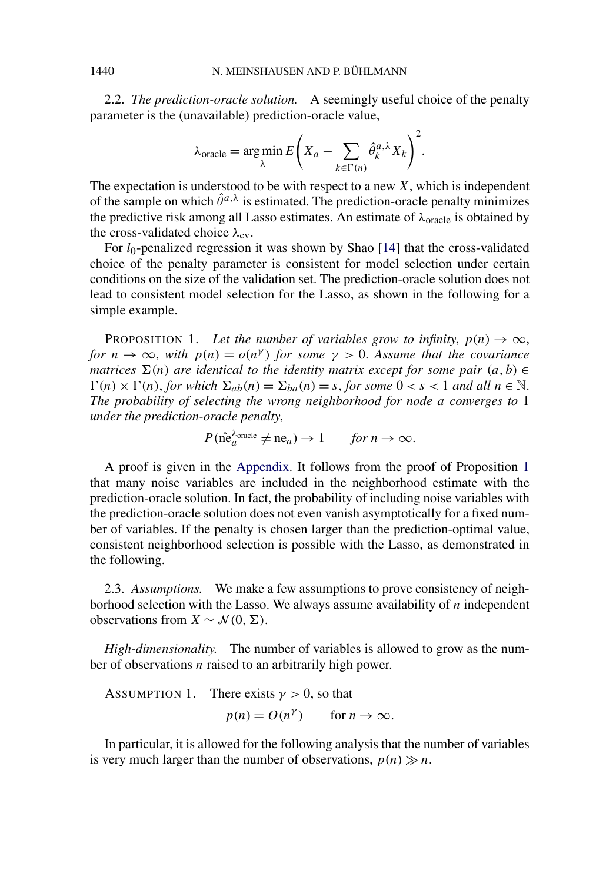2.2. *The prediction-oracle solution.* A seemingly useful choice of the penalty parameter is the (unavailable) prediction-oracle value,

$$\lambda_{\text{oracle}} = \arg\min_{\lambda} E\left(X_a - \sum_{k \in \Gamma(n)} \hat{\theta}_k^{a,\lambda} X_k\right)^2.$$

The expectation is understood to be with respect to a new $X$, which is independent of the sample on which $\hat{\theta}^{a,\lambda}$ is estimated. The prediction-oracle penalty minimizes the predictive risk among all Lasso estimates. An estimate of $\lambda_{\text{oracle}}$ is obtained by the cross-validated choice $\lambda_{\text{cv}}$.

For $l_0$-penalized regression it was shown by Shao [14] that the cross-validated choice of the penalty parameter is consistent for model selection under certain conditions on the size of the validation set. The prediction-oracle solution does not lead to consistent model selection for the Lasso, as shown in the following for a simple example.

PROPOSITION 1. *Let the number of variables grow to infinity, $p(n) \to \infty$, for $n \to \infty$, with $p(n) = o(n^{\gamma})$ for some $\gamma > 0$. Assume that the covariance matrices $\Sigma(n)$ are identical to the identity matrix except for some pair $(a, b) \in \Gamma(n) \times \Gamma(n)$, for which $\Sigma_{ab}(n) = \Sigma_{ba}(n) = s$, for some $0 < s < 1$ and all $n \in \mathbb{N}$. The probability of selecting the wrong neighborhood for node a converges to 1 under the prediction-oracle penalty,*

$$P(\hat{\text{ne}}_a^{\lambda_{\text{oracle}}} \neq \text{ne}_a) \to 1 \qquad \textit{for } n \to \infty.$$

A proof is given in the Appendix. It follows from the proof of Proposition 1 that many noise variables are included in the neighborhood estimate with the prediction-oracle solution. In fact, the probability of including noise variables with the prediction-oracle solution does not even vanish asymptotically for a fixed number of variables. If the penalty is chosen larger than the prediction-optimal value, consistent neighborhood selection is possible with the Lasso, as demonstrated in the following.

2.3. *Assumptions.* We make a few assumptions to prove consistency of neighborhood selection with the Lasso. We always assume availability of $n$ independent observations from $X \sim \mathcal{N}(0, \Sigma)$.

*High-dimensionality.* The number of variables is allowed to grow as the number of observations $n$ raised to an arbitrarily high power.

ASSUMPTION 1. There exists $\gamma > 0$, so that

$$p(n) = O(n^{\gamma}) \qquad \text{for } n \to \infty.$$

In particular, it is allowed for the following analysis that the number of variables is very much larger than the number of observations, $p(n) \gg n$.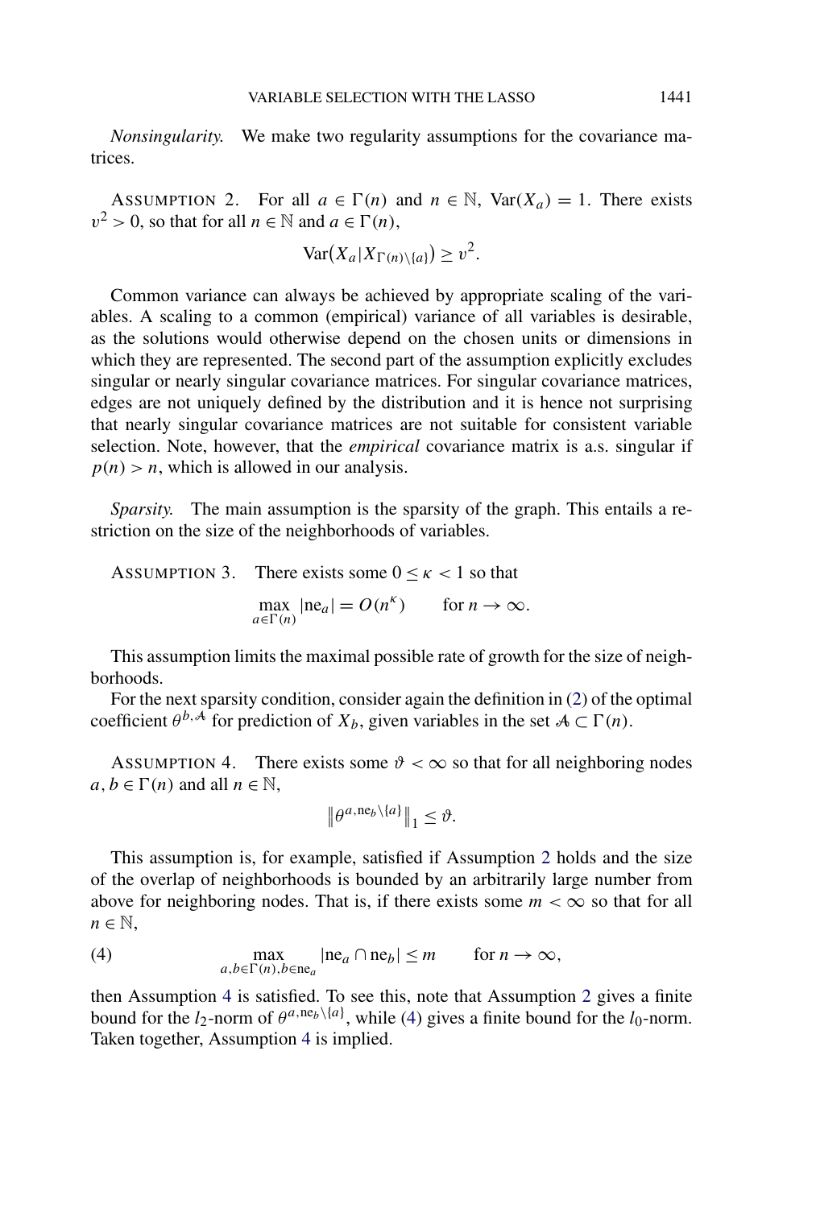*Nonsingularity.* We make two regularity assumptions for the covariance matrices.

ASSUMPTION 2. For all $a \in \Gamma(n)$ and $n \in \mathbb{N}$, $\mathrm{Var}(X_a) = 1$. There exists $v^2 > 0$, so that for all $n \in \mathbb{N}$ and $a \in \Gamma(n)$,

$$\mathrm{Var}(X_a | X_{\Gamma(n)\setminus\{a\}}) \geq v^2.$$

Common variance can always be achieved by appropriate scaling of the variables. A scaling to a common (empirical) variance of all variables is desirable, as the solutions would otherwise depend on the chosen units or dimensions in which they are represented. The second part of the assumption explicitly excludes singular or nearly singular covariance matrices. For singular covariance matrices, edges are not uniquely defined by the distribution and it is hence not surprising that nearly singular covariance matrices are not suitable for consistent variable selection. Note, however, that the *empirical* covariance matrix is a.s. singular if $p(n) > n$, which is allowed in our analysis.

*Sparsity.* The main assumption is the sparsity of the graph. This entails a restriction on the size of the neighborhoods of variables.

ASSUMPTION 3. There exists some $0 \leq \kappa < 1$ so that

$$\max_{a \in \Gamma(n)} |\mathrm{ne}_a| = O(n^\kappa) \qquad \text{for } n \to \infty.$$

This assumption limits the maximal possible rate of growth for the size of neighborhoods.

For the next sparsity condition, consider again the definition in (2) of the optimal coefficient $\theta^{b,\mathcal{A}}$ for prediction of $X_b$, given variables in the set $\mathcal{A} \subset \Gamma(n)$.

ASSUMPTION 4. There exists some $\vartheta < \infty$ so that for all neighboring nodes $a, b \in \Gamma(n)$ and all $n \in \mathbb{N}$,

$$\|\theta^{a,\mathrm{ne}_b\setminus\{a\}}\|_1 \leq \vartheta.$$

This assumption is, for example, satisfied if Assumption 2 holds and the size of the overlap of neighborhoods is bounded by an arbitrarily large number from above for neighboring nodes. That is, if there exists some $m < \infty$ so that for all $n \in \mathbb{N}$,

$$\max_{a,b \in \Gamma(n), b \in \mathrm{ne}_a} |\mathrm{ne}_a \cap \mathrm{ne}_b| \leq m \qquad \text{for } n \to \infty, \tag{4}$$

then Assumption 4 is satisfied. To see this, note that Assumption 2 gives a finite bound for the $l_2$-norm of $\theta^{a,\mathrm{ne}_b\setminus\{a\}}$, while (4) gives a finite bound for the $l_0$-norm. Taken together, Assumption 4 is implied.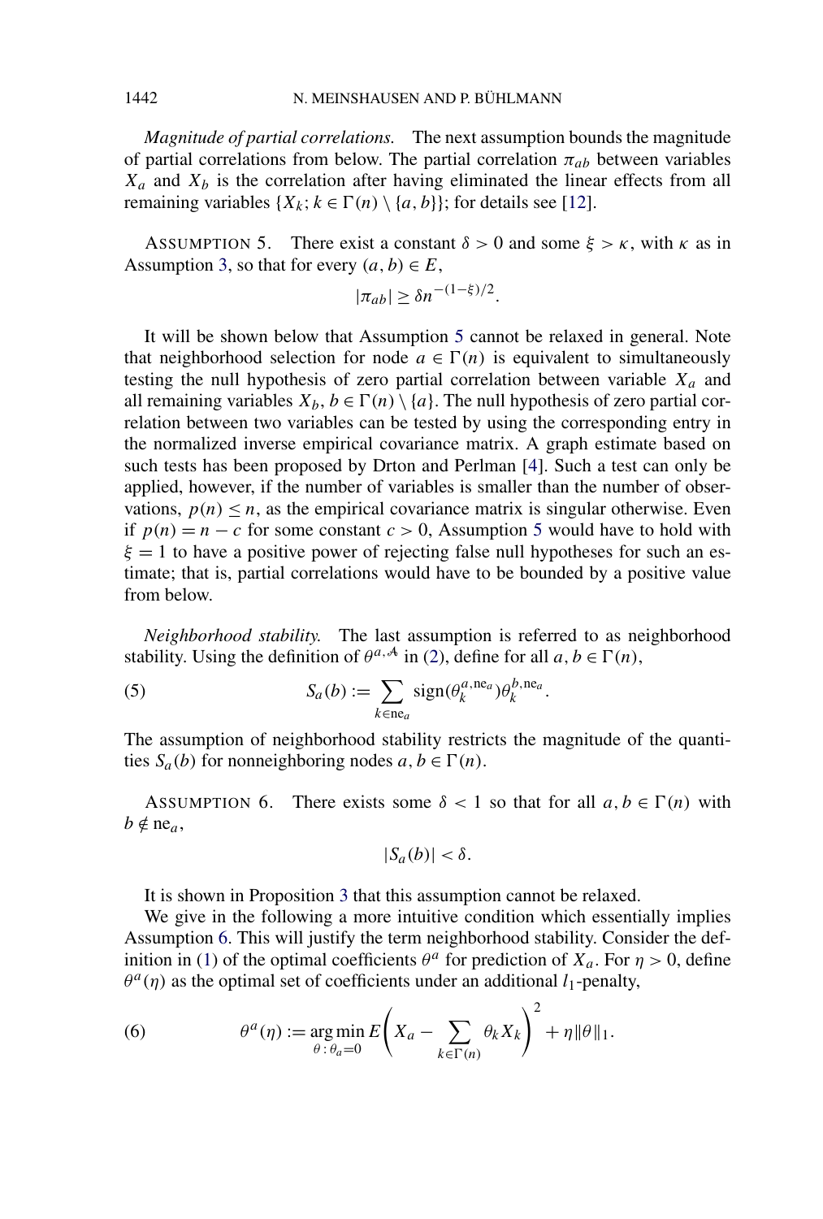*Magnitude of partial correlations.* The next assumption bounds the magnitude of partial correlations from below. The partial correlation $\pi_{ab}$ between variables $X_a$ and $X_b$ is the correlation after having eliminated the linear effects from all remaining variables $\{X_k; k \in \Gamma(n) \setminus \{a, b\}\}$; for details see [12].

ASSUMPTION 5. There exist a constant $\delta > 0$ and some $\xi > \kappa$, with $\kappa$ as in Assumption 3, so that for every $(a, b) \in E$,

$$|\pi_{ab}| \geq \delta n^{-(1-\xi)/2}.$$

It will be shown below that Assumption 5 cannot be relaxed in general. Note that neighborhood selection for node $a \in \Gamma(n)$ is equivalent to simultaneously testing the null hypothesis of zero partial correlation between variable $X_a$ and all remaining variables $X_b$, $b \in \Gamma(n) \setminus \{a\}$. The null hypothesis of zero partial correlation between two variables can be tested by using the corresponding entry in the normalized inverse empirical covariance matrix. A graph estimate based on such tests has been proposed by Drton and Perlman [4]. Such a test can only be applied, however, if the number of variables is smaller than the number of observations, $p(n) \leq n$, as the empirical covariance matrix is singular otherwise. Even if $p(n) = n - c$ for some constant $c > 0$, Assumption 5 would have to hold with $\xi = 1$ to have a positive power of rejecting false null hypotheses for such an estimate; that is, partial correlations would have to be bounded by a positive value from below.

*Neighborhood stability.* The last assumption is referred to as neighborhood stability. Using the definition of $\theta^{a,\mathcal{A}}$ in (2), define for all $a, b \in \Gamma(n)$,

$$S_a(b) := \sum_{k \in \mathrm{ne}_a} \mathrm{sign}(\theta_k^{a,\mathrm{ne}_a}) \theta_k^{b,\mathrm{ne}_a}. \tag{5}$$

The assumption of neighborhood stability restricts the magnitude of the quantities $S_a(b)$ for nonneighboring nodes $a, b \in \Gamma(n)$.

ASSUMPTION 6. There exists some $\delta < 1$ so that for all $a, b \in \Gamma(n)$ with $b \notin \mathrm{ne}_a$,

$$|S_a(b)| < \delta.$$

It is shown in Proposition 3 that this assumption cannot be relaxed.

We give in the following a more intuitive condition which essentially implies Assumption 6. This will justify the term neighborhood stability. Consider the definition in (1) of the optimal coefficients $\theta^a$ for prediction of $X_a$. For $\eta > 0$, define $\theta^a(\eta)$ as the optimal set of coefficients under an additional $l_1$-penalty,

$$\theta^a(\eta) := \arg\min_{\theta : \theta_a = 0} E\left(X_a - \sum_{k \in \Gamma(n)} \theta_k X_k\right)^2 + \eta \|\theta\|_1. \tag{6}$$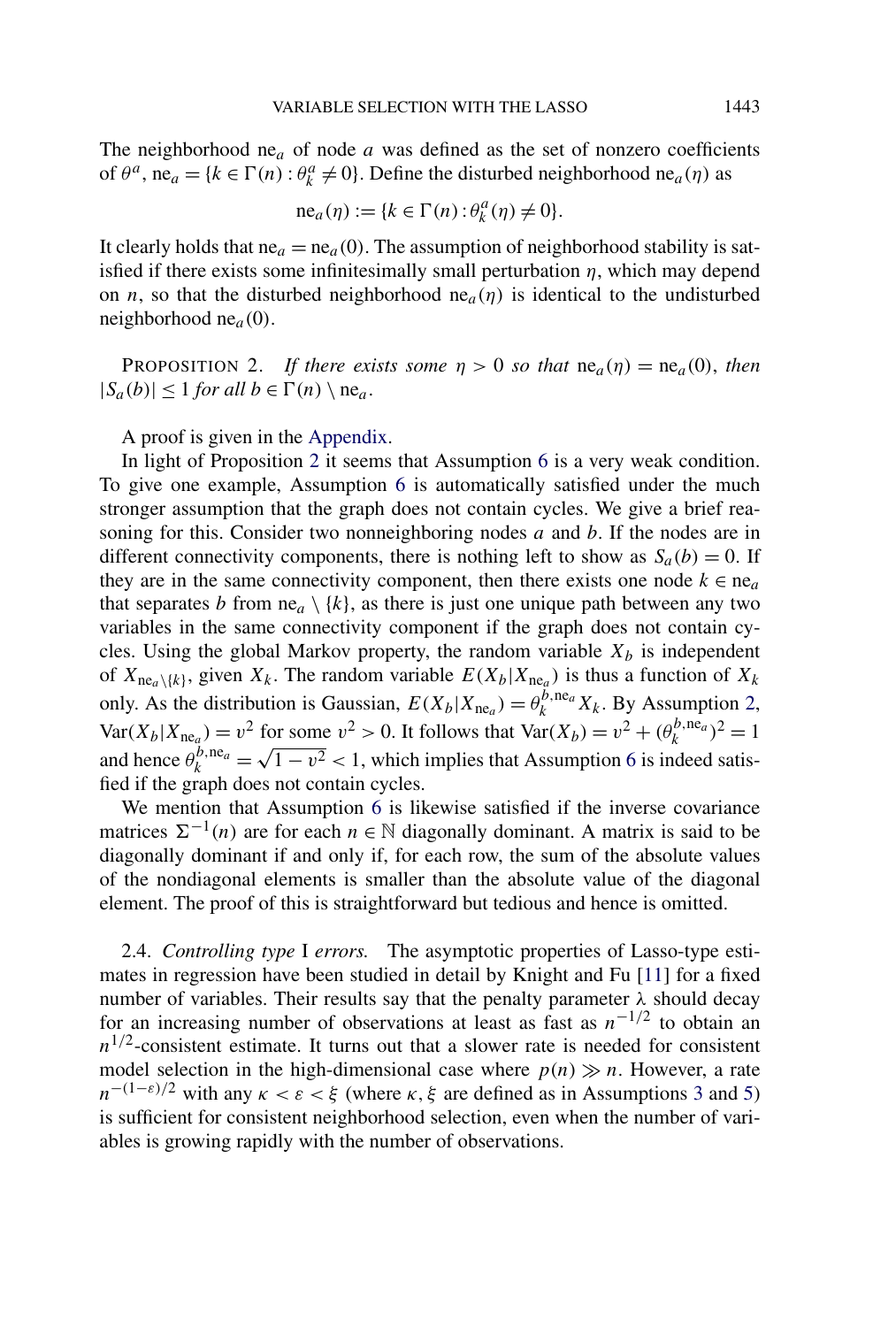The neighborhood $\text{ne}_a$ of node $a$ was defined as the set of nonzero coefficients of $\theta^a$, $\text{ne}_a = \{k \in \Gamma(n) : \theta_k^a \neq 0\}$. Define the disturbed neighborhood $\text{ne}_a(\eta)$ as

$$\text{ne}_a(\eta) := \{k \in \Gamma(n) : \theta_k^a(\eta) \neq 0\}.$$

It clearly holds that $\text{ne}_a = \text{ne}_a(0)$. The assumption of neighborhood stability is satisfied if there exists some infinitesimally small perturbation $\eta$, which may depend on $n$, so that the disturbed neighborhood $\text{ne}_a(\eta)$ is identical to the undisturbed neighborhood $\text{ne}_a(0)$.

PROPOSITION 2. *If there exists some $\eta > 0$ so that $\text{ne}_a(\eta) = \text{ne}_a(0)$, then $|S_a(b)| \leq 1$ for all $b \in \Gamma(n) \setminus \text{ne}_a$.*

A proof is given in the Appendix.

In light of Proposition 2 it seems that Assumption 6 is a very weak condition. To give one example, Assumption 6 is automatically satisfied under the much stronger assumption that the graph does not contain cycles. We give a brief reasoning for this. Consider two nonneighboring nodes $a$ and $b$. If the nodes are in different connectivity components, there is nothing left to show as $S_a(b) = 0$. If they are in the same connectivity component, then there exists one node $k \in \text{ne}_a$ that separates $b$ from $\text{ne}_a \setminus \{k\}$, as there is just one unique path between any two variables in the same connectivity component if the graph does not contain cycles. Using the global Markov property, the random variable $X_b$ is independent of $X_{\text{ne}_a \setminus \{k\}}$, given $X_k$. The random variable $E(X_b | X_{\text{ne}_a})$ is thus a function of $X_k$ only. As the distribution is Gaussian, $E(X_b | X_{\text{ne}_a}) = \theta_k^{b,\text{ne}_a} X_k$. By Assumption 2, $\text{Var}(X_b | X_{\text{ne}_a}) = v^2$ for some $v^2 > 0$. It follows that $\text{Var}(X_b) = v^2 + (\theta_k^{b,\text{ne}_a})^2 = 1$ and hence $\theta_k^{b,\text{ne}_a} = \sqrt{1 - v^2} < 1$, which implies that Assumption 6 is indeed satisfied if the graph does not contain cycles.

We mention that Assumption 6 is likewise satisfied if the inverse covariance matrices $\Sigma^{-1}(n)$ are for each $n \in \mathbb{N}$ diagonally dominant. A matrix is said to be diagonally dominant if and only if, for each row, the sum of the absolute values of the nondiagonal elements is smaller than the absolute value of the diagonal element. The proof of this is straightforward but tedious and hence is omitted.

### 2.4. *Controlling type* I *errors.*

The asymptotic properties of Lasso-type estimates in regression have been studied in detail by Knight and Fu [11] for a fixed number of variables. Their results say that the penalty parameter $\lambda$ should decay for an increasing number of observations at least as fast as $n^{-1/2}$ to obtain an $n^{1/2}$-consistent estimate. It turns out that a slower rate is needed for consistent model selection in the high-dimensional case where $p(n) \gg n$. However, a rate $n^{-(1-\varepsilon)/2}$ with any $\kappa < \varepsilon < \xi$ (where $\kappa, \xi$ are defined as in Assumptions 3 and 5) is sufficient for consistent neighborhood selection, even when the number of variables is growing rapidly with the number of observations.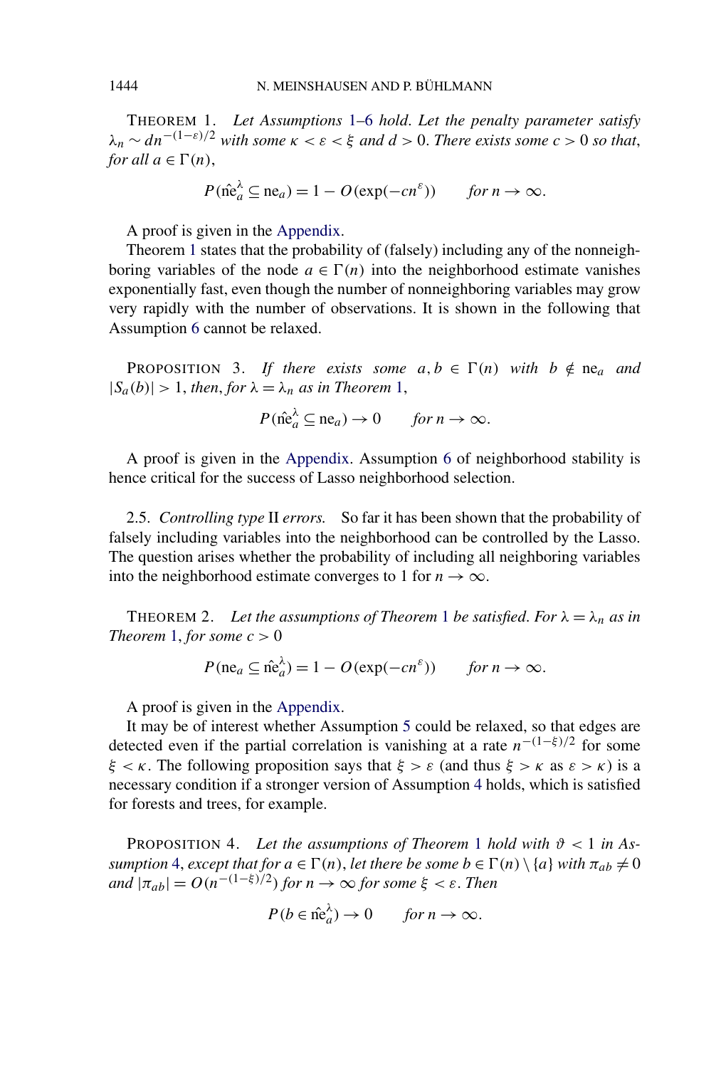THEOREM 1. *Let Assumptions 1–6 hold. Let the penalty parameter satisfy $\lambda_n \sim dn^{-(1-\varepsilon)/2}$ with some $\kappa < \varepsilon < \xi$ and $d > 0$. There exists some $c > 0$ so that, for all $a \in \Gamma(n)$,*

$$P(\hat{\mathrm{ne}}_a^\lambda \subseteq \mathrm{ne}_a) = 1 - O(\exp(-cn^\varepsilon)) \qquad \textit{for } n \to \infty.$$

A proof is given in the Appendix.

Theorem 1 states that the probability of (falsely) including any of the nonneighboring variables of the node $a \in \Gamma(n)$ into the neighborhood estimate vanishes exponentially fast, even though the number of nonneighboring variables may grow very rapidly with the number of observations. It is shown in the following that Assumption 6 cannot be relaxed.

PROPOSITION 3. *If there exists some $a, b \in \Gamma(n)$ with $b \notin \mathrm{ne}_a$ and $|S_a(b)| > 1$, then, for $\lambda = \lambda_n$ as in Theorem 1,*

$$P(\hat{\mathrm{ne}}_a^\lambda \subseteq \mathrm{ne}_a) \to 0 \qquad \textit{for } n \to \infty.$$

A proof is given in the Appendix. Assumption 6 of neighborhood stability is hence critical for the success of Lasso neighborhood selection.

2.5. *Controlling type* II *errors.* So far it has been shown that the probability of falsely including variables into the neighborhood can be controlled by the Lasso. The question arises whether the probability of including all neighboring variables into the neighborhood estimate converges to 1 for $n \to \infty$.

THEOREM 2. *Let the assumptions of Theorem 1 be satisfied. For $\lambda = \lambda_n$ as in Theorem 1, for some $c > 0$*

$$P(\mathrm{ne}_a \subseteq \hat{\mathrm{ne}}_a^\lambda) = 1 - O(\exp(-cn^\varepsilon)) \qquad \textit{for } n \to \infty.$$

A proof is given in the Appendix.

It may be of interest whether Assumption 5 could be relaxed, so that edges are detected even if the partial correlation is vanishing at a rate $n^{-(1-\xi)/2}$ for some $\xi < \kappa$. The following proposition says that $\xi > \varepsilon$ (and thus $\xi > \kappa$ as $\varepsilon > \kappa$) is a necessary condition if a stronger version of Assumption 4 holds, which is satisfied for forests and trees, for example.

PROPOSITION 4. *Let the assumptions of Theorem 1 hold with $\vartheta < 1$ in Assumption 4, except that for $a \in \Gamma(n)$, let there be some $b \in \Gamma(n) \setminus \{a\}$ with $\pi_{ab} \neq 0$ and $|\pi_{ab}| = O(n^{-(1-\xi)/2})$ for $n \to \infty$ for some $\xi < \varepsilon$. Then*

$$P(b \in \hat{\mathrm{ne}}_a^\lambda) \to 0 \qquad \textit{for } n \to \infty.$$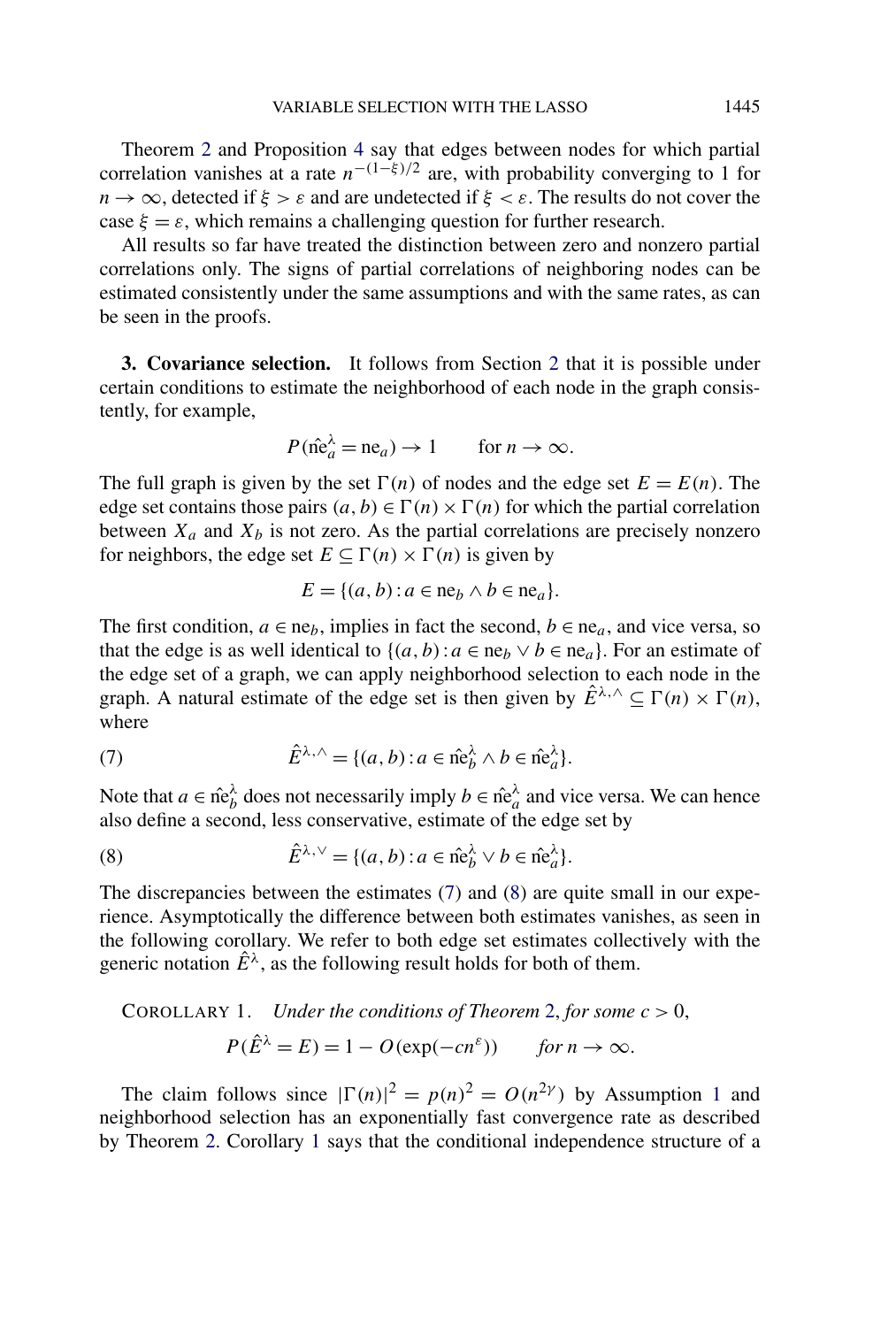Theorem 2 and Proposition 4 say that edges between nodes for which partial correlation vanishes at a rate $n^{-(1-\xi)/2}$ are, with probability converging to 1 for $n \to \infty$, detected if $\xi > \varepsilon$ and are undetected if $\xi < \varepsilon$. The results do not cover the case $\xi = \varepsilon$, which remains a challenging question for further research.

All results so far have treated the distinction between zero and nonzero partial correlations only. The signs of partial correlations of neighboring nodes can be estimated consistently under the same assumptions and with the same rates, as can be seen in the proofs.

**3. Covariance selection.** It follows from Section 2 that it is possible under certain conditions to estimate the neighborhood of each node in the graph consistently, for example,

$$P(\hat{\text{ne}}_a^\lambda = \text{ne}_a) \to 1 \qquad \text{for } n \to \infty.$$

The full graph is given by the set $\Gamma(n)$ of nodes and the edge set $E = E(n)$. The edge set contains those pairs $(a, b) \in \Gamma(n) \times \Gamma(n)$ for which the partial correlation between $X_a$ and $X_b$ is not zero. As the partial correlations are precisely nonzero for neighbors, the edge set $E \subseteq \Gamma(n) \times \Gamma(n)$ is given by

$$E = \{(a, b) : a \in \text{ne}_b \wedge b \in \text{ne}_a\}.$$

The first condition, $a \in \text{ne}_b$, implies in fact the second, $b \in \text{ne}_a$, and vice versa, so that the edge is as well identical to $\{(a, b) : a \in \text{ne}_b \vee b \in \text{ne}_a\}$. For an estimate of the edge set of a graph, we can apply neighborhood selection to each node in the graph. A natural estimate of the edge set is then given by $\hat{E}^{\lambda,\wedge} \subseteq \Gamma(n) \times \Gamma(n)$, where

$$\hat{E}^{\lambda,\wedge} = \{(a, b) : a \in \hat{\text{ne}}_b^\lambda \wedge b \in \hat{\text{ne}}_a^\lambda\}. \tag{7}$$

Note that $a \in \hat{\text{ne}}_b^\lambda$ does not necessarily imply $b \in \hat{\text{ne}}_a^\lambda$ and vice versa. We can hence also define a second, less conservative, estimate of the edge set by

$$\hat{E}^{\lambda,\vee} = \{(a, b) : a \in \hat{\text{ne}}_b^\lambda \vee b \in \hat{\text{ne}}_a^\lambda\}. \tag{8}$$

The discrepancies between the estimates (7) and (8) are quite small in our experience. Asymptotically the difference between both estimates vanishes, as seen in the following corollary. We refer to both edge set estimates collectively with the generic notation $\hat{E}^\lambda$, as the following result holds for both of them.

COROLLARY 1. *Under the conditions of Theorem 2, for some $c > 0$,*

$$P(\hat{E}^\lambda = E) = 1 - O(\exp(-cn^\varepsilon)) \qquad \textit{for } n \to \infty.$$

The claim follows since $|\Gamma(n)|^2 = p(n)^2 = O(n^{2\gamma})$ by Assumption 1 and neighborhood selection has an exponentially fast convergence rate as described by Theorem 2. Corollary 1 says that the conditional independence structure of a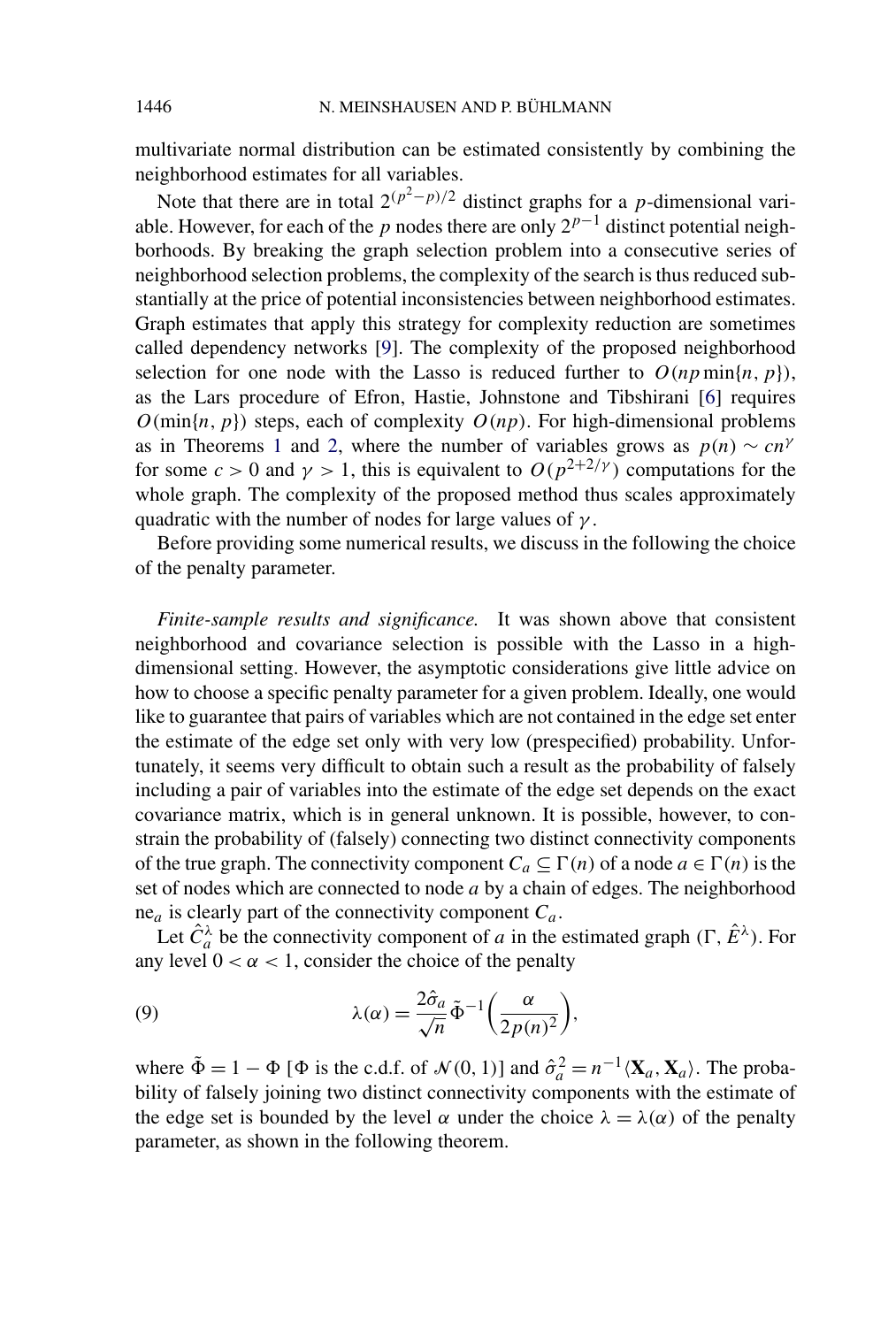multivariate normal distribution can be estimated consistently by combining the neighborhood estimates for all variables.

Note that there are in total $2^{(p^2-p)/2}$ distinct graphs for a $p$-dimensional variable. However, for each of the $p$ nodes there are only $2^{p-1}$ distinct potential neighborhoods. By breaking the graph selection problem into a consecutive series of neighborhood selection problems, the complexity of the search is thus reduced substantially at the price of potential inconsistencies between neighborhood estimates. Graph estimates that apply this strategy for complexity reduction are sometimes called dependency networks [9]. The complexity of the proposed neighborhood selection for one node with the Lasso is reduced further to $O(np\min\{n,p\})$, as the Lars procedure of Efron, Hastie, Johnstone and Tibshirani [6] requires $O(\min\{n,p\})$ steps, each of complexity $O(np)$. For high-dimensional problems as in Theorems 1 and 2, where the number of variables grows as $p(n) \sim cn^{\gamma}$ for some $c > 0$ and $\gamma > 1$, this is equivalent to $O(p^{2+2/\gamma})$ computations for the whole graph. The complexity of the proposed method thus scales approximately quadratic with the number of nodes for large values of $\gamma$.

Before providing some numerical results, we discuss in the following the choice of the penalty parameter.

*Finite-sample results and significance.* It was shown above that consistent neighborhood and covariance selection is possible with the Lasso in a high-dimensional setting. However, the asymptotic considerations give little advice on how to choose a specific penalty parameter for a given problem. Ideally, one would like to guarantee that pairs of variables which are not contained in the edge set enter the estimate of the edge set only with very low (prespecified) probability. Unfortunately, it seems very difficult to obtain such a result as the probability of falsely including a pair of variables into the estimate of the edge set depends on the exact covariance matrix, which is in general unknown. It is possible, however, to constrain the probability of (falsely) connecting two distinct connectivity components of the true graph. The connectivity component $C_a \subseteq \Gamma(n)$ of a node $a \in \Gamma(n)$ is the set of nodes which are connected to node $a$ by a chain of edges. The neighborhood $\mathrm{ne}_a$ is clearly part of the connectivity component $C_a$.

Let $\hat{C}_a^{\lambda}$ be the connectivity component of $a$ in the estimated graph $(\Gamma, \hat{E}^{\lambda})$. For any level $0 < \alpha < 1$, consider the choice of the penalty

$$\lambda(\alpha) = \frac{2\hat{\sigma}_a}{\sqrt{n}}\tilde{\Phi}^{-1}\left(\frac{\alpha}{2p(n)^2}\right), \tag{9}$$

where $\tilde{\Phi} = 1 - \Phi$ [$\Phi$ is the c.d.f. of $\mathcal{N}(0,1)$] and $\hat{\sigma}_a^2 = n^{-1}\langle \mathbf{X}_a, \mathbf{X}_a\rangle$. The probability of falsely joining two distinct connectivity components with the estimate of the edge set is bounded by the level $\alpha$ under the choice $\lambda = \lambda(\alpha)$ of the penalty parameter, as shown in the following theorem.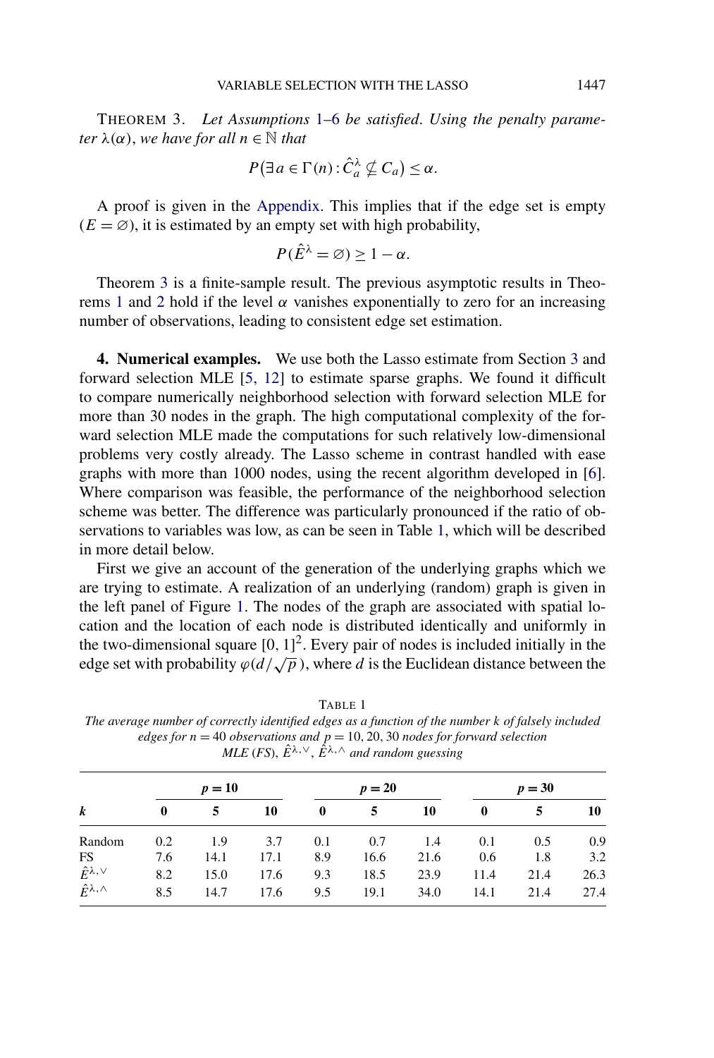THEOREM 3. *Let Assumptions 1–6 be satisfied. Using the penalty parameter* $\lambda(\alpha)$, *we have for all* $n \in \mathbb{N}$ *that*

$$P(\exists a \in \Gamma(n) : \hat{C}_a^\lambda \nsubseteq C_a) \leq \alpha.$$

A proof is given in the Appendix. This implies that if the edge set is empty ($E = \varnothing$), it is estimated by an empty set with high probability,

$$P(\hat{E}^\lambda = \varnothing) \geq 1 - \alpha.$$

Theorem 3 is a finite-sample result. The previous asymptotic results in Theorems 1 and 2 hold if the level $\alpha$ vanishes exponentially to zero for an increasing number of observations, leading to consistent edge set estimation.

**4. Numerical examples.** We use both the Lasso estimate from Section 3 and forward selection MLE [5, 12] to estimate sparse graphs. We found it difficult to compare numerically neighborhood selection with forward selection MLE for more than 30 nodes in the graph. The high computational complexity of the forward selection MLE made the computations for such relatively low-dimensional problems very costly already. The Lasso scheme in contrast handled with ease graphs with more than 1000 nodes, using the recent algorithm developed in [6]. Where comparison was feasible, the performance of the neighborhood selection scheme was better. The difference was particularly pronounced if the ratio of observations to variables was low, as can be seen in Table 1, which will be described in more detail below.

First we give an account of the generation of the underlying graphs which we are trying to estimate. A realization of an underlying (random) graph is given in the left panel of Figure 1. The nodes of the graph are associated with spatial location and the location of each node is distributed identically and uniformly in the two-dimensional square $[0, 1]^2$. Every pair of nodes is included initially in the edge set with probability $\varphi(d/\sqrt{p})$, where $d$ is the Euclidean distance between the

TABLE 1
*The average number of correctly identified edges as a function of the number $k$ of falsely included edges for $n = 40$ observations and $p = 10, 20, 30$ nodes for forward selection MLE (FS), $\hat{E}^{\lambda,\vee}$, $\hat{E}^{\lambda,\wedge}$ and random guessing*

| | $p = 10$ | | | $p = 20$ | | | $p = 30$ | | |
|---|---|---|---|---|---|---|---|---|---|
| $k$ | **0** | **5** | **10** | **0** | **5** | **10** | **0** | **5** | **10** |
| Random | 0.2 | 1.9 | 3.7 | 0.1 | 0.7 | 1.4 | 0.1 | 0.5 | 0.9 |
| FS | 7.6 | 14.1 | 17.1 | 8.9 | 16.6 | 21.6 | 0.6 | 1.8 | 3.2 |
| $\hat{E}^{\lambda,\vee}$ | 8.2 | 15.0 | 17.6 | 9.3 | 18.5 | 23.9 | 11.4 | 21.4 | 26.3 |
| $\hat{E}^{\lambda,\wedge}$ | 8.5 | 14.7 | 17.6 | 9.5 | 19.1 | 34.0 | 14.1 | 21.4 | 27.4 |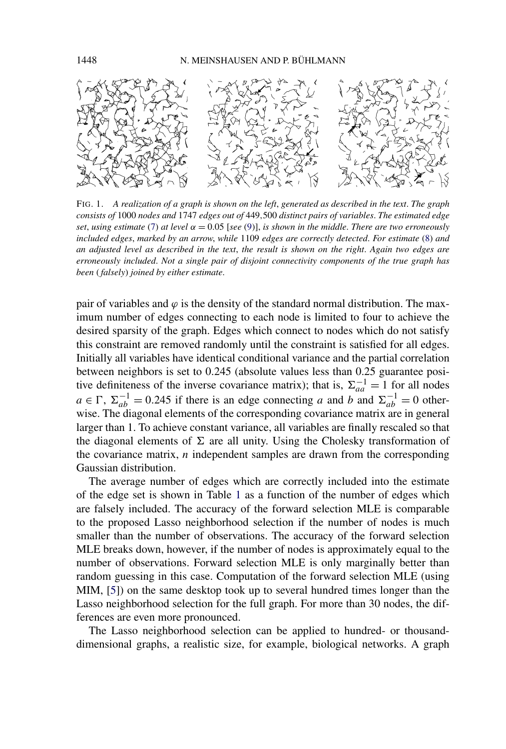FIG. 1. *A realization of a graph is shown on the left, generated as described in the text. The graph consists of* 1000 *nodes and* 1747 *edges out of* 449,500 *distinct pairs of variables. The estimated edge set, using estimate* (7) *at level* $\alpha = 0.05$ [*see* (9)], *is shown in the middle. There are two erroneously included edges, marked by an arrow, while* 1109 *edges are correctly detected. For estimate* (8) *and an adjusted level as described in the text, the result is shown on the right. Again two edges are erroneously included. Not a single pair of disjoint connectivity components of the true graph has been* (*falsely*) *joined by either estimate.*

pair of variables and $\varphi$ is the density of the standard normal distribution. The maximum number of edges connecting to each node is limited to four to achieve the desired sparsity of the graph. Edges which connect to nodes which do not satisfy this constraint are removed randomly until the constraint is satisfied for all edges. Initially all variables have identical conditional variance and the partial correlation between neighbors is set to 0.245 (absolute values less than 0.25 guarantee positive definiteness of the inverse covariance matrix); that is, $\Sigma_{aa}^{-1} = 1$ for all nodes $a \in \Gamma$, $\Sigma_{ab}^{-1} = 0.245$ if there is an edge connecting $a$ and $b$ and $\Sigma_{ab}^{-1} = 0$ otherwise. The diagonal elements of the corresponding covariance matrix are in general larger than 1. To achieve constant variance, all variables are finally rescaled so that the diagonal elements of $\Sigma$ are all unity. Using the Cholesky transformation of the covariance matrix, $n$ independent samples are drawn from the corresponding Gaussian distribution.

The average number of edges which are correctly included into the estimate of the edge set is shown in Table 1 as a function of the number of edges which are falsely included. The accuracy of the forward selection MLE is comparable to the proposed Lasso neighborhood selection if the number of nodes is much smaller than the number of observations. The accuracy of the forward selection MLE breaks down, however, if the number of nodes is approximately equal to the number of observations. Forward selection MLE is only marginally better than random guessing in this case. Computation of the forward selection MLE (using MIM, [5]) on the same desktop took up to several hundred times longer than the Lasso neighborhood selection for the full graph. For more than 30 nodes, the differences are even more pronounced.

The Lasso neighborhood selection can be applied to hundred- or thousand-dimensional graphs, a realistic size, for example, biological networks. A graph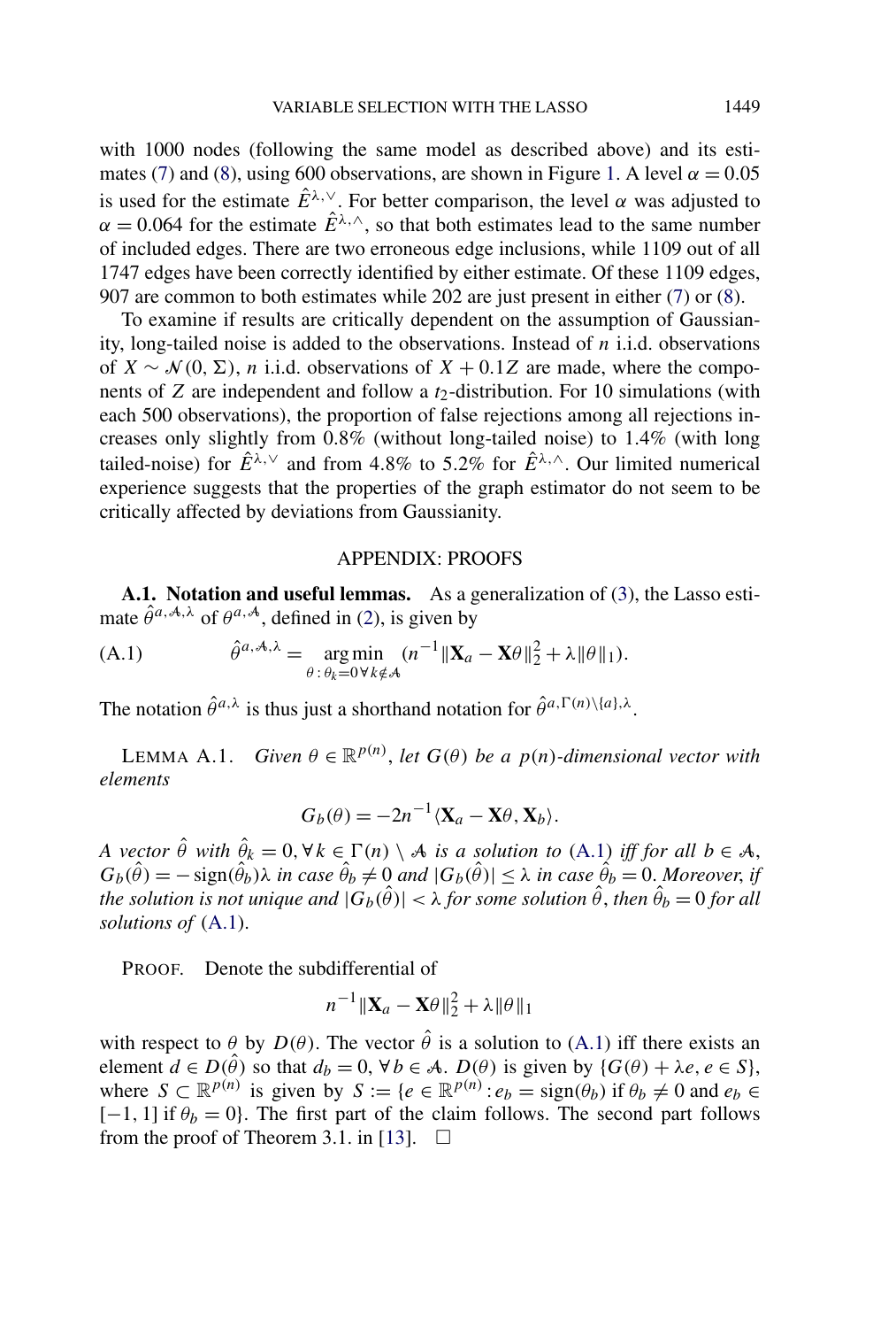with 1000 nodes (following the same model as described above) and its estimates (7) and (8), using 600 observations, are shown in Figure 1. A level $\alpha = 0.05$ is used for the estimate $\hat{E}^{\lambda,\vee}$. For better comparison, the level $\alpha$ was adjusted to $\alpha = 0.064$ for the estimate $\hat{E}^{\lambda,\wedge}$, so that both estimates lead to the same number of included edges. There are two erroneous edge inclusions, while 1109 out of all 1747 edges have been correctly identified by either estimate. Of these 1109 edges, 907 are common to both estimates while 202 are just present in either (7) or (8).

To examine if results are critically dependent on the assumption of Gaussianity, long-tailed noise is added to the observations. Instead of $n$ i.i.d. observations of $X \sim \mathcal{N}(0, \Sigma)$, $n$ i.i.d. observations of $X + 0.1Z$ are made, where the components of $Z$ are independent and follow a $t_2$-distribution. For 10 simulations (with each 500 observations), the proportion of false rejections among all rejections increases only slightly from 0.8% (without long-tailed noise) to 1.4% (with long tailed-noise) for $\hat{E}^{\lambda,\vee}$ and from 4.8% to 5.2% for $\hat{E}^{\lambda,\wedge}$. Our limited numerical experience suggests that the properties of the graph estimator do not seem to be critically affected by deviations from Gaussianity.

## APPENDIX: PROOFS

**A.1. Notation and useful lemmas.** As a generalization of (3), the Lasso estimate $\hat{\theta}^{a,\mathcal{A},\lambda}$ of $\theta^{a,\mathcal{A}}$, defined in (2), is given by

$$\hat{\theta}^{a,\mathcal{A},\lambda} = \underset{\theta : \theta_k = 0 \, \forall k \notin \mathcal{A}}{\arg\min} (n^{-1}\|\mathbf{X}_a - \mathbf{X}\theta\|_2^2 + \lambda\|\theta\|_1). \tag{A.1}$$

The notation $\hat{\theta}^{a,\lambda}$ is thus just a shorthand notation for $\hat{\theta}^{a,\Gamma(n)\setminus\{a\},\lambda}$.

LEMMA A.1. *Given $\theta \in \mathbb{R}^{p(n)}$, let $G(\theta)$ be a $p(n)$-dimensional vector with elements*

$$G_b(\theta) = -2n^{-1}\langle \mathbf{X}_a - \mathbf{X}\theta, \mathbf{X}_b\rangle.$$

*A vector $\hat{\theta}$ with $\hat{\theta}_k = 0, \forall k \in \Gamma(n) \setminus \mathcal{A}$ is a solution to* (A.1) *iff for all $b \in \mathcal{A}$, $G_b(\hat{\theta}) = -\operatorname{sign}(\hat{\theta}_b)\lambda$ in case $\hat{\theta}_b \neq 0$ and $|G_b(\hat{\theta})| \leq \lambda$ in case $\hat{\theta}_b = 0$. Moreover, if the solution is not unique and $|G_b(\hat{\theta})| < \lambda$ for some solution $\hat{\theta}$, then $\hat{\theta}_b = 0$ for all solutions of* (A.1).

PROOF. Denote the subdifferential of

$$n^{-1}\|\mathbf{X}_a - \mathbf{X}\theta\|_2^2 + \lambda\|\theta\|_1$$

with respect to $\theta$ by $D(\theta)$. The vector $\hat{\theta}$ is a solution to (A.1) iff there exists an element $d \in D(\hat{\theta})$ so that $d_b = 0$, $\forall b \in \mathcal{A}$. $D(\theta)$ is given by $\{G(\theta) + \lambda e, e \in S\}$, where $S \subset \mathbb{R}^{p(n)}$ is given by $S := \{e \in \mathbb{R}^{p(n)} : e_b = \operatorname{sign}(\theta_b)$ if $\theta_b \neq 0$ and $e_b \in [-1, 1]$ if $\theta_b = 0\}$. The first part of the claim follows. The second part follows from the proof of Theorem 3.1. in [13]. $\square$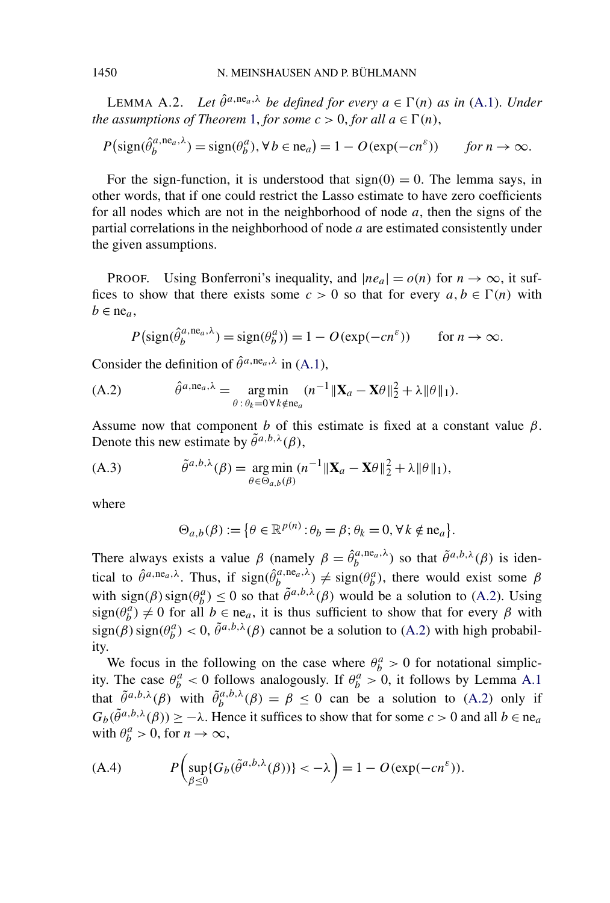LEMMA A.2. *Let $\hat{\theta}^{a,\mathrm{ne}_a,\lambda}$ be defined for every $a \in \Gamma(n)$ as in* (A.1). *Under the assumptions of Theorem* 1, *for some $c > 0$*, *for all $a \in \Gamma(n)$*,

$$P\big(\mathrm{sign}(\hat{\theta}_b^{a,\mathrm{ne}_a,\lambda}) = \mathrm{sign}(\theta_b^a), \forall b \in \mathrm{ne}_a\big) = 1 - O(\exp(-cn^{\varepsilon})) \qquad \textit{for } n \to \infty.$$

For the sign-function, it is understood that $\mathrm{sign}(0) = 0$. The lemma says, in other words, that if one could restrict the Lasso estimate to have zero coefficients for all nodes which are not in the neighborhood of node $a$, then the signs of the partial correlations in the neighborhood of node $a$ are estimated consistently under the given assumptions.

PROOF. Using Bonferroni's inequality, and $|ne_a| = o(n)$ for $n \to \infty$, it suffices to show that there exists some $c > 0$ so that for every $a, b \in \Gamma(n)$ with $b \in \mathrm{ne}_a$,

$$P\big(\mathrm{sign}(\hat{\theta}_b^{a,\mathrm{ne}_a,\lambda}) = \mathrm{sign}(\theta_b^a)\big) = 1 - O(\exp(-cn^{\varepsilon})) \qquad \text{for } n \to \infty.$$

Consider the definition of $\hat{\theta}^{a,\mathrm{ne}_a,\lambda}$ in (A.1),

$$\hat{\theta}^{a,\mathrm{ne}_a,\lambda} = \underset{\theta : \theta_k = 0 \,\forall k \notin \mathrm{ne}_a}{\arg\min} \big(n^{-1}\|\mathbf{X}_a - \mathbf{X}\theta\|_2^2 + \lambda\|\theta\|_1\big). \tag{A.2}$$

Assume now that component $b$ of this estimate is fixed at a constant value $\beta$. Denote this new estimate by $\tilde{\theta}^{a,b,\lambda}(\beta)$,

$$\tilde{\theta}^{a,b,\lambda}(\beta) = \underset{\theta \in \Theta_{a,b}(\beta)}{\arg\min} \big(n^{-1}\|\mathbf{X}_a - \mathbf{X}\theta\|_2^2 + \lambda\|\theta\|_1\big), \tag{A.3}$$

where

$$\Theta_{a,b}(\beta) := \{\theta \in \mathbb{R}^{p(n)} : \theta_b = \beta; \theta_k = 0, \forall k \notin \mathrm{ne}_a\}.$$

There always exists a value $\beta$ (namely $\beta = \hat{\theta}_b^{a,\mathrm{ne}_a,\lambda}$) so that $\tilde{\theta}^{a,b,\lambda}(\beta)$ is identical to $\hat{\theta}^{a,\mathrm{ne}_a,\lambda}$. Thus, if $\mathrm{sign}(\hat{\theta}_b^{a,\mathrm{ne}_a,\lambda}) \neq \mathrm{sign}(\theta_b^a)$, there would exist some $\beta$ with $\mathrm{sign}(\beta)\,\mathrm{sign}(\theta_b^a) \leq 0$ so that $\tilde{\theta}^{a,b,\lambda}(\beta)$ would be a solution to (A.2). Using $\mathrm{sign}(\theta_b^a) \neq 0$ for all $b \in \mathrm{ne}_a$, it is thus sufficient to show that for every $\beta$ with $\mathrm{sign}(\beta)\,\mathrm{sign}(\theta_b^a) < 0$, $\tilde{\theta}^{a,b,\lambda}(\beta)$ cannot be a solution to (A.2) with high probability.

We focus in the following on the case where $\theta_b^a > 0$ for notational simplicity. The case $\theta_b^a < 0$ follows analogously. If $\theta_b^a > 0$, it follows by Lemma A.1 that $\tilde{\theta}^{a,b,\lambda}(\beta)$ with $\tilde{\theta}_b^{a,b,\lambda}(\beta) = \beta \leq 0$ can be a solution to (A.2) only if $G_b(\tilde{\theta}^{a,b,\lambda}(\beta)) \geq -\lambda$. Hence it suffices to show that for some $c > 0$ and all $b \in \mathrm{ne}_a$ with $\theta_b^a > 0$, for $n \to \infty$,

$$P\Big(\sup_{\beta \leq 0}\{G_b(\tilde{\theta}^{a,b,\lambda}(\beta))\} < -\lambda\Big) = 1 - O(\exp(-cn^{\varepsilon})). \tag{A.4}$$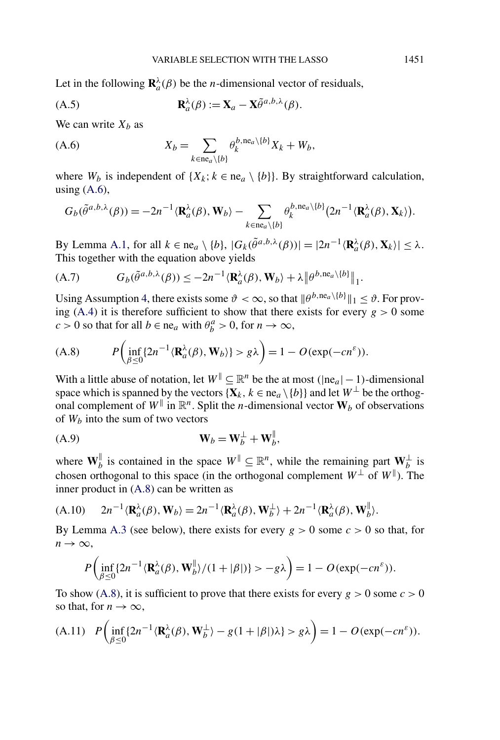Let in the following $\mathbf{R}_a^\lambda(\beta)$ be the $n$-dimensional vector of residuals,

$$\mathbf{R}_a^\lambda(\beta) := \mathbf{X}_a - \mathbf{X}\tilde{\theta}^{a,b,\lambda}(\beta). \tag{A.5}$$

We can write $X_b$ as

$$X_b = \sum_{k \in \mathrm{ne}_a \setminus \{b\}} \theta_k^{b,\mathrm{ne}_a \setminus \{b\}} X_k + W_b, \tag{A.6}$$

where $W_b$ is independent of $\{X_k; k \in \mathrm{ne}_a \setminus \{b\}\}$. By straightforward calculation, using (A.6),

$$G_b(\tilde{\theta}^{a,b,\lambda}(\beta)) = -2n^{-1}\langle \mathbf{R}_a^\lambda(\beta), \mathbf{W}_b\rangle - \sum_{k \in \mathrm{ne}_a \setminus \{b\}} \theta_k^{b,\mathrm{ne}_a \setminus \{b\}} \big(2n^{-1}\langle \mathbf{R}_a^\lambda(\beta), \mathbf{X}_k\rangle\big).$$

By Lemma A.1, for all $k \in \mathrm{ne}_a \setminus \{b\}$, $|G_k(\tilde{\theta}^{a,b,\lambda}(\beta))| = |2n^{-1}\langle \mathbf{R}_a^\lambda(\beta), \mathbf{X}_k\rangle| \le \lambda$. This together with the equation above yields

$$G_b(\tilde{\theta}^{a,b,\lambda}(\beta)) \le -2n^{-1}\langle \mathbf{R}_a^\lambda(\beta), \mathbf{W}_b\rangle + \lambda \|\theta^{b,\mathrm{ne}_a \setminus \{b\}}\|_1. \tag{A.7}$$

Using Assumption 4, there exists some $\vartheta < \infty$, so that $\|\theta^{b,\mathrm{ne}_a \setminus \{b\}}\|_1 \le \vartheta$. For proving (A.4) it is therefore sufficient to show that there exists for every $g > 0$ some $c > 0$ so that for all $b \in \mathrm{ne}_a$ with $\theta_b^a > 0$, for $n \to \infty$,

$$P\Big(\inf_{\beta \le 0}\{2n^{-1}\langle \mathbf{R}_a^\lambda(\beta), \mathbf{W}_b\rangle\} > g\lambda\Big) = 1 - O(\exp(-cn^\varepsilon)). \tag{A.8}$$

With a little abuse of notation, let $W^\parallel \subseteq \mathbb{R}^n$ be the at most $(|\mathrm{ne}_a| - 1)$-dimensional space which is spanned by the vectors $\{\mathbf{X}_k, k \in \mathrm{ne}_a \setminus \{b\}\}$ and let $W^\perp$ be the orthogonal complement of $W^\parallel$ in $\mathbb{R}^n$. Split the $n$-dimensional vector $\mathbf{W}_b$ of observations of $W_b$ into the sum of two vectors

$$\mathbf{W}_b = \mathbf{W}_b^\perp + \mathbf{W}_b^\parallel, \tag{A.9}$$

where $\mathbf{W}_b^\parallel$ is contained in the space $W^\parallel \subseteq \mathbb{R}^n$, while the remaining part $\mathbf{W}_b^\perp$ is chosen orthogonal to this space (in the orthogonal complement $W^\perp$ of $W^\parallel$). The inner product in (A.8) can be written as

$$2n^{-1}\langle \mathbf{R}_a^\lambda(\beta), \mathbf{W}_b\rangle = 2n^{-1}\langle \mathbf{R}_a^\lambda(\beta), \mathbf{W}_b^\perp\rangle + 2n^{-1}\langle \mathbf{R}_a^\lambda(\beta), \mathbf{W}_b^\parallel\rangle. \tag{A.10}$$

By Lemma A.3 (see below), there exists for every $g > 0$ some $c > 0$ so that, for $n \to \infty$,

$$P\Big(\inf_{\beta \le 0}\{2n^{-1}\langle \mathbf{R}_a^\lambda(\beta), \mathbf{W}_b^\parallel\rangle/(1 + |\beta|)\} > -g\lambda\Big) = 1 - O(\exp(-cn^\varepsilon)).$$

To show (A.8), it is sufficient to prove that there exists for every $g > 0$ some $c > 0$ so that, for $n \to \infty$,

$$P\Big(\inf_{\beta \le 0}\{2n^{-1}\langle \mathbf{R}_a^\lambda(\beta), \mathbf{W}_b^\perp\rangle - g(1 + |\beta|)\lambda\} > g\lambda\Big) = 1 - O(\exp(-cn^\varepsilon)). \tag{A.11}$$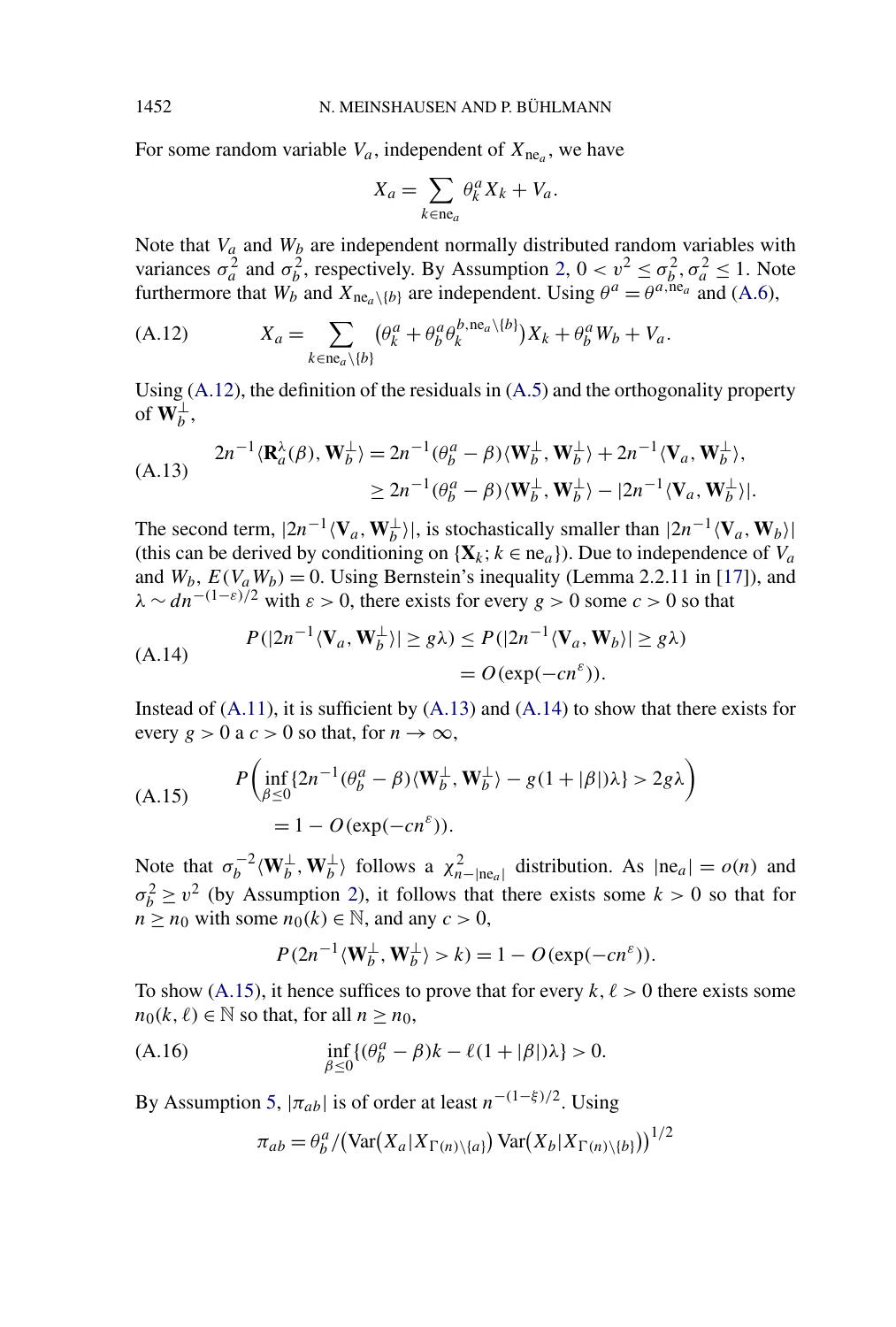For some random variable $V_a$, independent of $X_{\text{ne}_a}$, we have

$$X_a = \sum_{k \in \text{ne}_a} \theta_k^a X_k + V_a.$$

Note that $V_a$ and $W_b$ are independent normally distributed random variables with variances $\sigma_a^2$ and $\sigma_b^2$, respectively. By Assumption 2, $0 < v^2 \leq \sigma_b^2, \sigma_a^2 \leq 1$. Note furthermore that $W_b$ and $X_{\text{ne}_a \setminus \{b\}}$ are independent. Using $\theta^a = \theta^{a, \text{ne}_a}$ and (A.6),

$$X_a = \sum_{k \in \text{ne}_a \setminus \{b\}} \left(\theta_k^a + \theta_b^a \theta_k^{b, \text{ne}_a \setminus \{b\}}\right) X_k + \theta_b^a W_b + V_a. \tag{A.12}$$

Using (A.12), the definition of the residuals in (A.5) and the orthogonality property of $\mathbf{W}_b^\perp$,

$$\begin{aligned} 2n^{-1} \langle \mathbf{R}_a^\lambda(\beta), \mathbf{W}_b^\perp \rangle &= 2n^{-1} (\theta_b^a - \beta) \langle \mathbf{W}_b^\perp, \mathbf{W}_b^\perp \rangle + 2n^{-1} \langle \mathbf{V}_a, \mathbf{W}_b^\perp \rangle, \\ &\geq 2n^{-1} (\theta_b^a - \beta) \langle \mathbf{W}_b^\perp, \mathbf{W}_b^\perp \rangle - |2n^{-1} \langle \mathbf{V}_a, \mathbf{W}_b^\perp \rangle|. \end{aligned} \tag{A.13}$$

The second term, $|2n^{-1} \langle \mathbf{V}_a, \mathbf{W}_b^\perp \rangle|$, is stochastically smaller than $|2n^{-1} \langle \mathbf{V}_a, \mathbf{W}_b \rangle|$ (this can be derived by conditioning on $\{\mathbf{X}_k; k \in \text{ne}_a\}$). Due to independence of $V_a$ and $W_b$, $E(V_a W_b) = 0$. Using Bernstein's inequality (Lemma 2.2.11 in [17]), and $\lambda \sim dn^{-(1-\varepsilon)/2}$ with $\varepsilon > 0$, there exists for every $g > 0$ some $c > 0$ so that

$$\begin{aligned} P(|2n^{-1} \langle \mathbf{V}_a, \mathbf{W}_b^\perp \rangle| \geq g\lambda) &\leq P(|2n^{-1} \langle \mathbf{V}_a, \mathbf{W}_b \rangle| \geq g\lambda) \\ &= O(\exp(-cn^\varepsilon)). \end{aligned} \tag{A.14}$$

Instead of (A.11), it is sufficient by (A.13) and (A.14) to show that there exists for every $g > 0$ a $c > 0$ so that, for $n \to \infty$,

$$\begin{aligned} &P\left( \inf_{\beta \leq 0} \{ 2n^{-1} (\theta_b^a - \beta) \langle \mathbf{W}_b^\perp, \mathbf{W}_b^\perp \rangle - g(1 + |\beta|)\lambda \} > 2g\lambda \right) \\ &\quad = 1 - O(\exp(-cn^\varepsilon)). \end{aligned} \tag{A.15}$$

Note that $\sigma_b^{-2} \langle \mathbf{W}_b^\perp, \mathbf{W}_b^\perp \rangle$ follows a $\chi^2_{n - |\text{ne}_a|}$ distribution. As $|\text{ne}_a| = o(n)$ and $\sigma_b^2 \geq v^2$ (by Assumption 2), it follows that there exists some $k > 0$ so that for $n \geq n_0$ with some $n_0(k) \in \mathbb{N}$, and any $c > 0$,

$$P(2n^{-1} \langle \mathbf{W}_b^\perp, \mathbf{W}_b^\perp \rangle > k) = 1 - O(\exp(-cn^\varepsilon)).$$

To show (A.15), it hence suffices to prove that for every $k, \ell > 0$ there exists some $n_0(k, \ell) \in \mathbb{N}$ so that, for all $n \geq n_0$,

$$\inf_{\beta \leq 0} \{ (\theta_b^a - \beta) k - \ell (1 + |\beta|) \lambda \} > 0. \tag{A.16}$$

By Assumption 5, $|\pi_{ab}|$ is of order at least $n^{-(1-\xi)/2}$. Using

$$\pi_{ab} = \theta_b^a / \left( \operatorname{Var}(X_a | X_{\Gamma(n) \setminus \{a\}}) \operatorname{Var}(X_b | X_{\Gamma(n) \setminus \{b\}}) \right)^{1/2}$$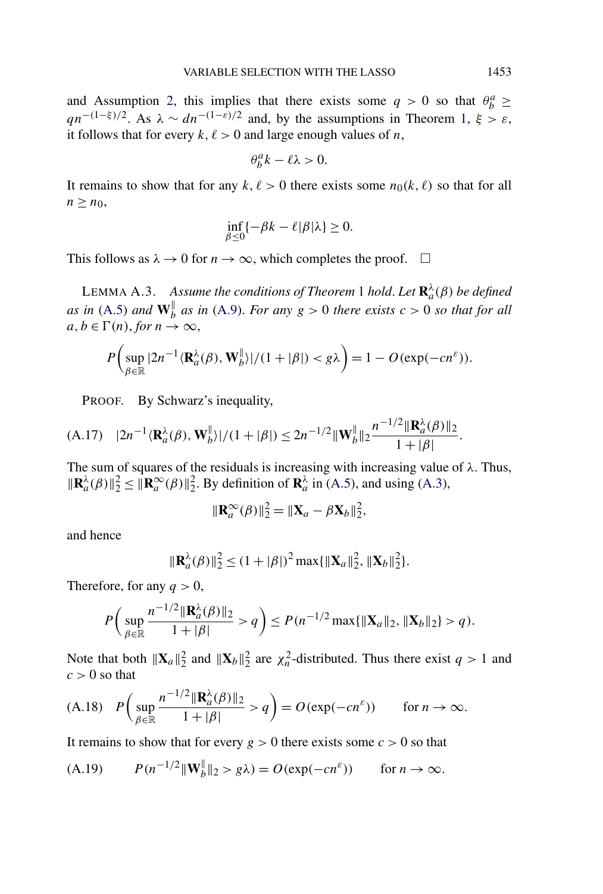and Assumption 2, this implies that there exists some $q > 0$ so that $\theta_b^a \geq qn^{-(1-\xi)/2}$. As $\lambda \sim dn^{-(1-\varepsilon)/2}$ and, by the assumptions in Theorem 1, $\xi > \varepsilon$, it follows that for every $k, \ell > 0$ and large enough values of $n$,

$$\theta_b^a k - \ell\lambda > 0.$$

It remains to show that for any $k, \ell > 0$ there exists some $n_0(k, \ell)$ so that for all $n \geq n_0$,

$$\inf_{\beta \leq 0} \{-\beta k - \ell|\beta|\lambda\} \geq 0.$$

This follows as $\lambda \to 0$ for $n \to \infty$, which completes the proof. $\square$

LEMMA A.3. *Assume the conditions of Theorem 1 hold. Let $\mathbf{R}_a^\lambda(\beta)$ be defined as in (A.5) and $\mathbf{W}_b^\parallel$ as in (A.9). For any $g > 0$ there exists $c > 0$ so that for all $a, b \in \Gamma(n)$, for $n \to \infty$,*

$$P\left(\sup_{\beta \in \mathbb{R}} |2n^{-1}\langle \mathbf{R}_a^\lambda(\beta), \mathbf{W}_b^\parallel \rangle|/(1+|\beta|) < g\lambda\right) = 1 - O(\exp(-cn^\varepsilon)).$$

PROOF. By Schwarz's inequality,

$$|2n^{-1}\langle \mathbf{R}_a^\lambda(\beta), \mathbf{W}_b^\parallel \rangle|/(1+|\beta|) \leq 2n^{-1/2}\|\mathbf{W}_b^\parallel\|_2 \frac{n^{-1/2}\|\mathbf{R}_a^\lambda(\beta)\|_2}{1+|\beta|}. \tag{A.17}$$

The sum of squares of the residuals is increasing with increasing value of $\lambda$. Thus, $\|\mathbf{R}_a^\lambda(\beta)\|_2^2 \leq \|\mathbf{R}_a^\infty(\beta)\|_2^2$. By definition of $\mathbf{R}_a^\lambda$ in (A.5), and using (A.3),

$$\|\mathbf{R}_a^\infty(\beta)\|_2^2 = \|\mathbf{X}_a - \beta\mathbf{X}_b\|_2^2,$$

and hence

$$\|\mathbf{R}_a^\lambda(\beta)\|_2^2 \leq (1+|\beta|)^2 \max\{\|\mathbf{X}_a\|_2^2, \|\mathbf{X}_b\|_2^2\}.$$

Therefore, for any $q > 0$,

$$P\left(\sup_{\beta \in \mathbb{R}} \frac{n^{-1/2}\|\mathbf{R}_a^\lambda(\beta)\|_2}{1+|\beta|} > q\right) \leq P(n^{-1/2}\max\{\|\mathbf{X}_a\|_2, \|\mathbf{X}_b\|_2\} > q).$$

Note that both $\|\mathbf{X}_a\|_2^2$ and $\|\mathbf{X}_b\|_2^2$ are $\chi_n^2$-distributed. Thus there exist $q > 1$ and $c > 0$ so that

$$P\left(\sup_{\beta \in \mathbb{R}} \frac{n^{-1/2}\|\mathbf{R}_a^\lambda(\beta)\|_2}{1+|\beta|} > q\right) = O(\exp(-cn^\varepsilon)) \qquad \text{for } n \to \infty. \tag{A.18}$$

It remains to show that for every $g > 0$ there exists some $c > 0$ so that

$$P(n^{-1/2}\|\mathbf{W}_b^\parallel\|_2 > g\lambda) = O(\exp(-cn^\varepsilon)) \qquad \text{for } n \to \infty. \tag{A.19}$$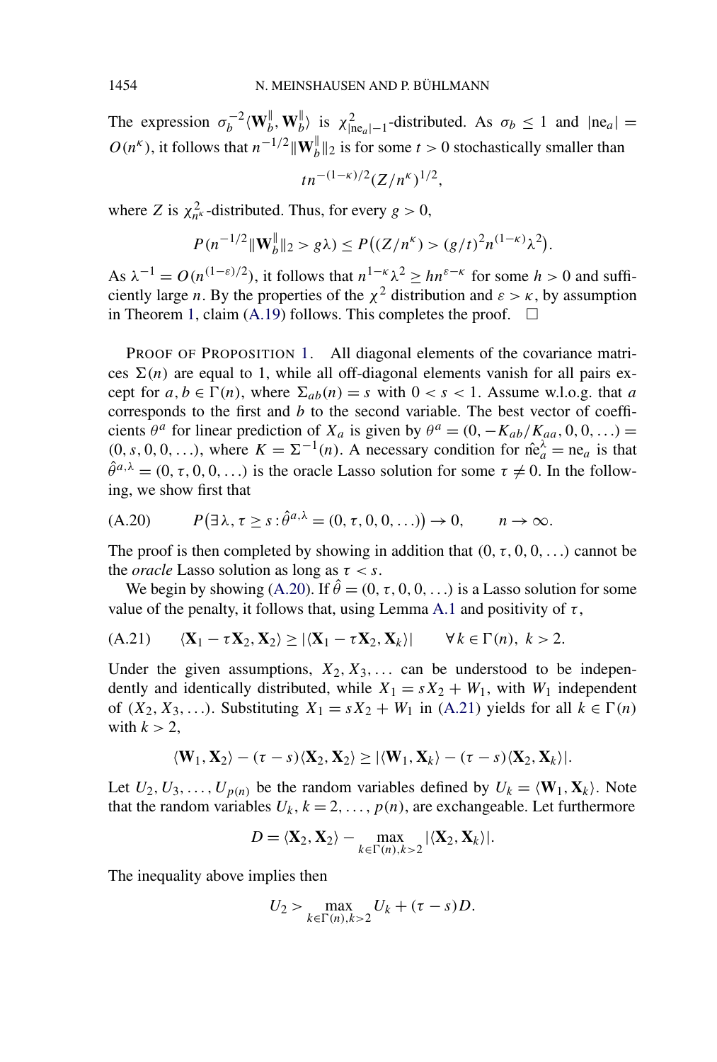The expression $\sigma_b^{-2}\langle \mathbf{W}_b^{\|}, \mathbf{W}_b^{\|}\rangle$ is $\chi^2_{|\mathrm{ne}_a|-1}$-distributed. As $\sigma_b \leq 1$ and $|\mathrm{ne}_a| = O(n^\kappa)$, it follows that $n^{-1/2}\|\mathbf{W}_b^{\|}\|_2$ is for some $t > 0$ stochastically smaller than

$$tn^{-(1-\kappa)/2}(Z/n^\kappa)^{1/2},$$

where $Z$ is $\chi^2_{n^\kappa}$-distributed. Thus, for every $g > 0$,

$$P(n^{-1/2}\|\mathbf{W}_b^{\|}\|_2 > g\lambda) \leq P\big((Z/n^\kappa) > (g/t)^2 n^{(1-\kappa)}\lambda^2\big).$$

As $\lambda^{-1} = O(n^{(1-\varepsilon)/2})$, it follows that $n^{1-\kappa}\lambda^2 \geq hn^{\varepsilon-\kappa}$ for some $h > 0$ and sufficiently large $n$. By the properties of the $\chi^2$ distribution and $\varepsilon > \kappa$, by assumption in Theorem 1, claim (A.19) follows. This completes the proof. $\square$

PROOF OF PROPOSITION 1. All diagonal elements of the covariance matrices $\Sigma(n)$ are equal to 1, while all off-diagonal elements vanish for all pairs except for $a, b \in \Gamma(n)$, where $\Sigma_{ab}(n) = s$ with $0 < s < 1$. Assume w.l.o.g. that $a$ corresponds to the first and $b$ to the second variable. The best vector of coefficients $\theta^a$ for linear prediction of $X_a$ is given by $\theta^a = (0, -K_{ab}/K_{aa}, 0, 0, \ldots) = (0, s, 0, 0, \ldots)$, where $K = \Sigma^{-1}(n)$. A necessary condition for $\hat{\mathrm{ne}}_a^\lambda = \mathrm{ne}_a$ is that $\hat{\theta}^{a,\lambda} = (0, \tau, 0, 0, \ldots)$ is the oracle Lasso solution for some $\tau \neq 0$. In the following, we show first that

$$P\big(\exists \lambda, \tau \geq s : \hat{\theta}^{a,\lambda} = (0, \tau, 0, 0, \ldots)\big) \to 0, \qquad n \to \infty. \tag{A.20}$$

The proof is then completed by showing in addition that $(0, \tau, 0, 0, \ldots)$ cannot be the *oracle* Lasso solution as long as $\tau < s$.

We begin by showing (A.20). If $\hat{\theta} = (0, \tau, 0, 0, \ldots)$ is a Lasso solution for some value of the penalty, it follows that, using Lemma A.1 and positivity of $\tau$,

$$\langle \mathbf{X}_1 - \tau\mathbf{X}_2, \mathbf{X}_2\rangle \geq |\langle \mathbf{X}_1 - \tau\mathbf{X}_2, \mathbf{X}_k\rangle| \qquad \forall k \in \Gamma(n),\ k > 2. \tag{A.21}$$

Under the given assumptions, $X_2, X_3, \ldots$ can be understood to be independently and identically distributed, while $X_1 = sX_2 + W_1$, with $W_1$ independent of $(X_2, X_3, \ldots)$. Substituting $X_1 = sX_2 + W_1$ in (A.21) yields for all $k \in \Gamma(n)$ with $k > 2$,

$$\langle \mathbf{W}_1, \mathbf{X}_2\rangle - (\tau - s)\langle \mathbf{X}_2, \mathbf{X}_2\rangle \geq |\langle \mathbf{W}_1, \mathbf{X}_k\rangle - (\tau - s)\langle \mathbf{X}_2, \mathbf{X}_k\rangle|.$$

Let $U_2, U_3, \ldots, U_{p(n)}$ be the random variables defined by $U_k = \langle \mathbf{W}_1, \mathbf{X}_k\rangle$. Note that the random variables $U_k$, $k = 2, \ldots, p(n)$, are exchangeable. Let furthermore

$$D = \langle \mathbf{X}_2, \mathbf{X}_2\rangle - \max_{k\in\Gamma(n), k>2} |\langle \mathbf{X}_2, \mathbf{X}_k\rangle|.$$

The inequality above implies then

$$U_2 > \max_{k\in\Gamma(n), k>2} U_k + (\tau - s)D.$$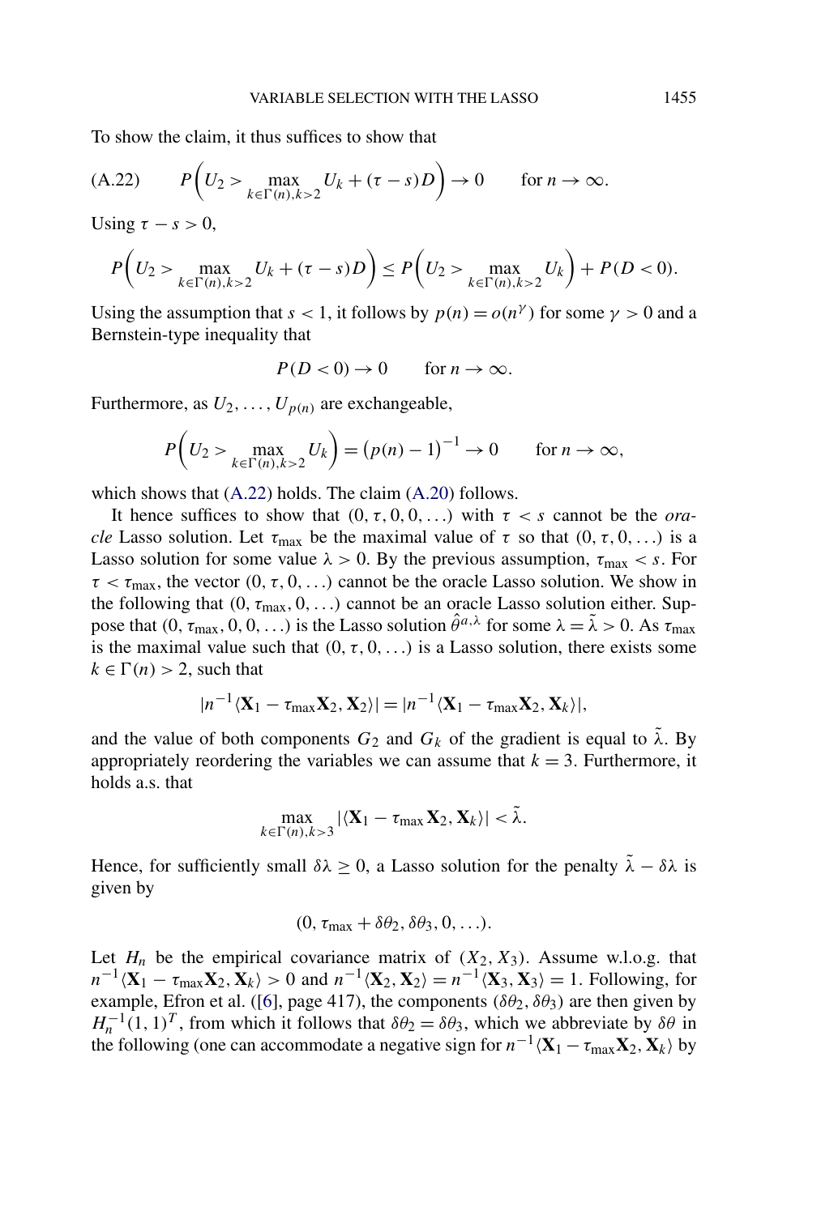To show the claim, it thus suffices to show that

$$P\Big(U_2 > \max_{k\in\Gamma(n),k>2} U_k + (\tau - s)D\Big) \to 0 \qquad \text{for } n \to \infty. \tag{A.22}$$

Using $\tau - s > 0$,

$$P\Big(U_2 > \max_{k\in\Gamma(n),k>2} U_k + (\tau - s)D\Big) \le P\Big(U_2 > \max_{k\in\Gamma(n),k>2} U_k\Big) + P(D < 0).$$

Using the assumption that $s < 1$, it follows by $p(n) = o(n^\gamma)$ for some $\gamma > 0$ and a Bernstein-type inequality that

$$P(D < 0) \to 0 \qquad \text{for } n \to \infty.$$

Furthermore, as $U_2, \ldots, U_{p(n)}$ are exchangeable,

$$P\Big(U_2 > \max_{k\in\Gamma(n),k>2} U_k\Big) = \big(p(n) - 1\big)^{-1} \to 0 \qquad \text{for } n \to \infty,$$

which shows that (A.22) holds. The claim (A.20) follows.

It hence suffices to show that $(0, \tau, 0, 0, \ldots)$ with $\tau < s$ cannot be the *oracle* Lasso solution. Let $\tau_{\max}$ be the maximal value of $\tau$ so that $(0, \tau, 0, \ldots)$ is a Lasso solution for some value $\lambda > 0$. By the previous assumption, $\tau_{\max} < s$. For $\tau < \tau_{\max}$, the vector $(0, \tau, 0, \ldots)$ cannot be the oracle Lasso solution. We show in the following that $(0, \tau_{\max}, 0, \ldots)$ cannot be an oracle Lasso solution either. Suppose that $(0, \tau_{\max}, 0, 0, \ldots)$ is the Lasso solution $\hat{\theta}^{a,\lambda}$ for some $\lambda = \tilde{\lambda} > 0$. As $\tau_{\max}$ is the maximal value such that $(0, \tau, 0, \ldots)$ is a Lasso solution, there exists some $k \in \Gamma(n) > 2$, such that

$$|n^{-1}\langle \mathbf{X}_1 - \tau_{\max}\mathbf{X}_2, \mathbf{X}_2\rangle| = |n^{-1}\langle \mathbf{X}_1 - \tau_{\max}\mathbf{X}_2, \mathbf{X}_k\rangle|,$$

and the value of both components $G_2$ and $G_k$ of the gradient is equal to $\tilde{\lambda}$. By appropriately reordering the variables we can assume that $k = 3$. Furthermore, it holds a.s. that

$$\max_{k\in\Gamma(n),k>3} |\langle \mathbf{X}_1 - \tau_{\max}\mathbf{X}_2, \mathbf{X}_k\rangle| < \tilde{\lambda}.$$

Hence, for sufficiently small $\delta\lambda \ge 0$, a Lasso solution for the penalty $\tilde{\lambda} - \delta\lambda$ is given by

$$(0, \tau_{\max} + \delta\theta_2, \delta\theta_3, 0, \ldots).$$

Let $H_n$ be the empirical covariance matrix of $(X_2, X_3)$. Assume w.l.o.g. that $n^{-1}\langle \mathbf{X}_1 - \tau_{\max}\mathbf{X}_2, \mathbf{X}_k\rangle > 0$ and $n^{-1}\langle \mathbf{X}_2, \mathbf{X}_2\rangle = n^{-1}\langle \mathbf{X}_3, \mathbf{X}_3\rangle = 1$. Following, for example, Efron et al. ([6], page 417), the components $(\delta\theta_2, \delta\theta_3)$ are then given by $H_n^{-1}(1, 1)^T$, from which it follows that $\delta\theta_2 = \delta\theta_3$, which we abbreviate by $\delta\theta$ in the following (one can accommodate a negative sign for $n^{-1}\langle \mathbf{X}_1 - \tau_{\max}\mathbf{X}_2, \mathbf{X}_k\rangle$ by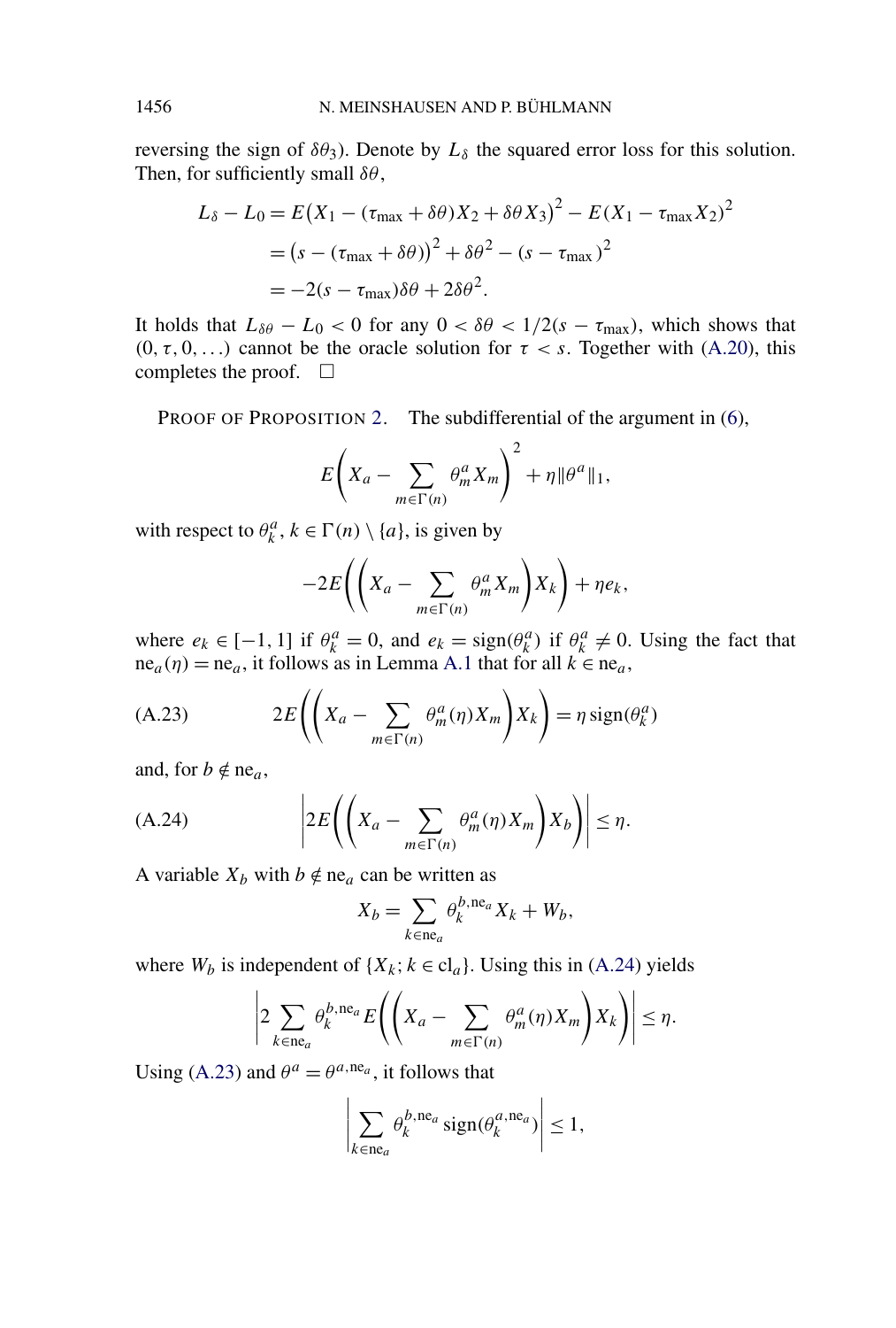reversing the sign of $\delta\theta_3$). Denote by $L_\delta$ the squared error loss for this solution. Then, for sufficiently small $\delta\theta$,

$$
\begin{aligned}
L_\delta - L_0 &= E\big(X_1 - (\tau_{\max} + \delta\theta)X_2 + \delta\theta X_3\big)^2 - E(X_1 - \tau_{\max} X_2)^2 \\
&= \big(s - (\tau_{\max} + \delta\theta)\big)^2 + \delta\theta^2 - (s - \tau_{\max})^2 \\
&= -2(s - \tau_{\max})\delta\theta + 2\delta\theta^2.
\end{aligned}
$$

It holds that $L_{\delta\theta} - L_0 < 0$ for any $0 < \delta\theta < 1/2(s - \tau_{\max})$, which shows that $(0, \tau, 0, \dots)$ cannot be the oracle solution for $\tau < s$. Together with (A.20), this completes the proof. $\square$

PROOF OF PROPOSITION 2. The subdifferential of the argument in (6),

$$
E\left(X_a - \sum_{m \in \Gamma(n)} \theta_m^a X_m\right)^2 + \eta \|\theta^a\|_1,
$$

with respect to $\theta_k^a$, $k \in \Gamma(n) \setminus \{a\}$, is given by

$$
-2E\left(\left(X_a - \sum_{m \in \Gamma(n)} \theta_m^a X_m\right) X_k\right) + \eta e_k,
$$

where $e_k \in [-1, 1]$ if $\theta_k^a = 0$, and $e_k = \operatorname{sign}(\theta_k^a)$ if $\theta_k^a \neq 0$. Using the fact that $\mathrm{ne}_a(\eta) = \mathrm{ne}_a$, it follows as in Lemma A.1 that for all $k \in \mathrm{ne}_a$,

$$
2E\left(\left(X_a - \sum_{m \in \Gamma(n)} \theta_m^a(\eta) X_m\right) X_k\right) = \eta \operatorname{sign}(\theta_k^a) \tag{A.23}
$$

and, for $b \notin \mathrm{ne}_a$,

$$
\left| 2E\left(\left(X_a - \sum_{m \in \Gamma(n)} \theta_m^a(\eta) X_m\right) X_b\right) \right| \leq \eta. \tag{A.24}
$$

A variable $X_b$ with $b \notin \mathrm{ne}_a$ can be written as

$$
X_b = \sum_{k \in \mathrm{ne}_a} \theta_k^{b, \mathrm{ne}_a} X_k + W_b,
$$

where $W_b$ is independent of $\{X_k; k \in \mathrm{cl}_a\}$. Using this in (A.24) yields

$$
\left| 2 \sum_{k \in \mathrm{ne}_a} \theta_k^{b, \mathrm{ne}_a} E\left(\left(X_a - \sum_{m \in \Gamma(n)} \theta_m^a(\eta) X_m\right) X_k\right) \right| \leq \eta.
$$

Using (A.23) and $\theta^a = \theta^{a, \mathrm{ne}_a}$, it follows that

$$
\left| \sum_{k \in \mathrm{ne}_a} \theta_k^{b, \mathrm{ne}_a} \operatorname{sign}(\theta_k^{a, \mathrm{ne}_a}) \right| \leq 1,
$$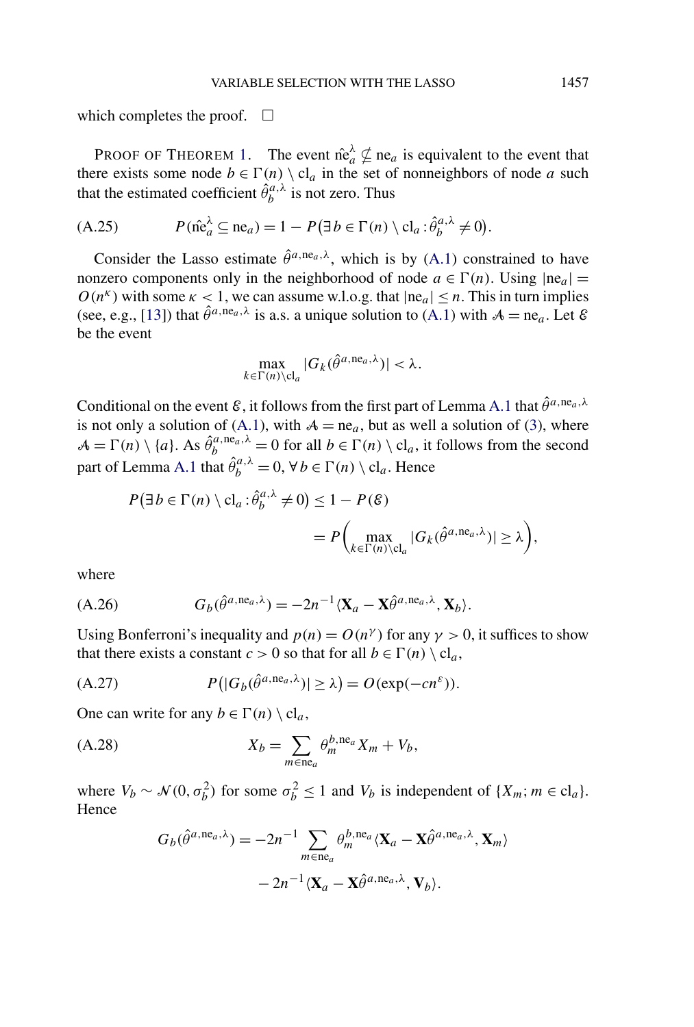which completes the proof. □

PROOF OF THEOREM 1. The event $\hat{\text{ne}}_a^\lambda \not\subseteq \text{ne}_a$ is equivalent to the event that there exists some node $b \in \Gamma(n) \setminus \text{cl}_a$ in the set of nonneighbors of node $a$ such that the estimated coefficient $\hat{\theta}_b^{a,\lambda}$ is not zero. Thus

$$P(\hat{\text{ne}}_a^\lambda \subseteq \text{ne}_a) = 1 - P\big(\exists\, b \in \Gamma(n) \setminus \text{cl}_a : \hat{\theta}_b^{a,\lambda} \neq 0\big). \tag{A.25}$$

Consider the Lasso estimate $\hat{\theta}^{a,\text{ne}_a,\lambda}$, which is by (A.1) constrained to have nonzero components only in the neighborhood of node $a \in \Gamma(n)$. Using $|\text{ne}_a| = O(n^\kappa)$ with some $\kappa < 1$, we can assume w.l.o.g. that $|\text{ne}_a| \le n$. This in turn implies (see, e.g., [13]) that $\hat{\theta}^{a,\text{ne}_a,\lambda}$ is a.s. a unique solution to (A.1) with $\mathcal{A} = \text{ne}_a$. Let $\mathcal{E}$ be the event

$$\max_{k \in \Gamma(n) \setminus \text{cl}_a} |G_k(\hat{\theta}^{a,\text{ne}_a,\lambda})| < \lambda.$$

Conditional on the event $\mathcal{E}$, it follows from the first part of Lemma A.1 that $\hat{\theta}^{a,\text{ne}_a,\lambda}$ is not only a solution of (A.1), with $\mathcal{A} = \text{ne}_a$, but as well a solution of (3), where $\mathcal{A} = \Gamma(n) \setminus \{a\}$. As $\hat{\theta}_b^{a,\text{ne}_a,\lambda} = 0$ for all $b \in \Gamma(n) \setminus \text{cl}_a$, it follows from the second part of Lemma A.1 that $\hat{\theta}_b^{a,\lambda} = 0$, $\forall\, b \in \Gamma(n) \setminus \text{cl}_a$. Hence

$$\begin{aligned} P\big(\exists\, b \in \Gamma(n) \setminus \text{cl}_a : \hat{\theta}_b^{a,\lambda} \neq 0\big) &\le 1 - P(\mathcal{E}) \\ &= P\Big(\max_{k \in \Gamma(n) \setminus \text{cl}_a} |G_k(\hat{\theta}^{a,\text{ne}_a,\lambda})| \ge \lambda\Big), \end{aligned}$$

where

$$G_b(\hat{\theta}^{a,\text{ne}_a,\lambda}) = -2n^{-1}\langle \mathbf{X}_a - \mathbf{X}\hat{\theta}^{a,\text{ne}_a,\lambda}, \mathbf{X}_b\rangle. \tag{A.26}$$

Using Bonferroni's inequality and $p(n) = O(n^\gamma)$ for any $\gamma > 0$, it suffices to show that there exists a constant $c > 0$ so that for all $b \in \Gamma(n) \setminus \text{cl}_a$,

$$P\big(|G_b(\hat{\theta}^{a,\text{ne}_a,\lambda})| \ge \lambda\big) = O(\exp(-cn^\varepsilon)). \tag{A.27}$$

One can write for any $b \in \Gamma(n) \setminus \text{cl}_a$,

$$X_b = \sum_{m \in \text{ne}_a} \theta_m^{b,\text{ne}_a} X_m + V_b, \tag{A.28}$$

where $V_b \sim \mathcal{N}(0, \sigma_b^2)$ for some $\sigma_b^2 \le 1$ and $V_b$ is independent of $\{X_m; m \in \text{cl}_a\}$. Hence

$$\begin{aligned} G_b(\hat{\theta}^{a,\text{ne}_a,\lambda}) = &-2n^{-1} \sum_{m \in \text{ne}_a} \theta_m^{b,\text{ne}_a} \langle \mathbf{X}_a - \mathbf{X}\hat{\theta}^{a,\text{ne}_a,\lambda}, \mathbf{X}_m\rangle \\ &- 2n^{-1}\langle \mathbf{X}_a - \mathbf{X}\hat{\theta}^{a,\text{ne}_a,\lambda}, \mathbf{V}_b\rangle. \end{aligned}$$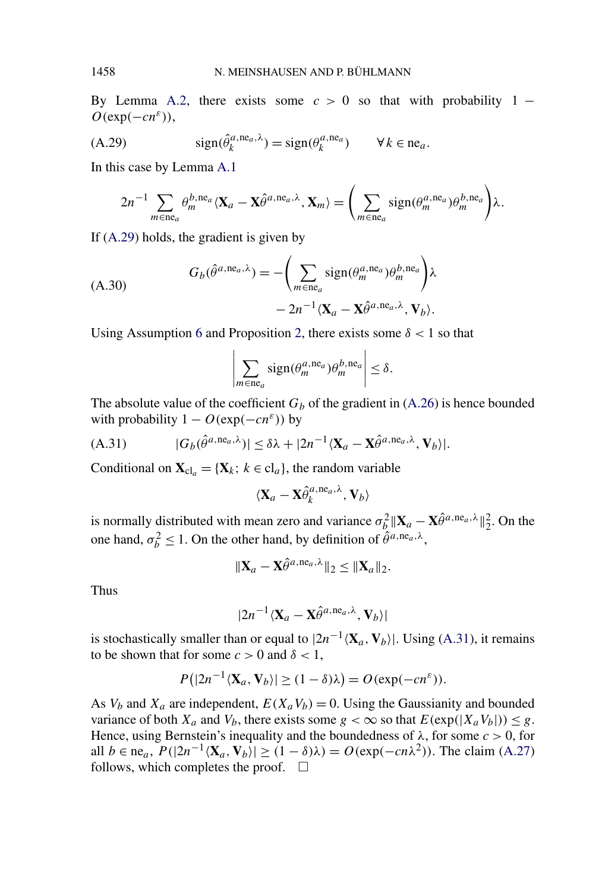By Lemma A.2, there exists some $c > 0$ so that with probability $1 - O(\exp(-cn^{\varepsilon}))$,

$$\operatorname{sign}(\hat{\theta}_k^{a,\mathrm{ne}_a,\lambda}) = \operatorname{sign}(\theta_k^{a,\mathrm{ne}_a}) \qquad \forall k \in \mathrm{ne}_a. \tag{A.29}$$

In this case by Lemma A.1

$$2n^{-1} \sum_{m \in \mathrm{ne}_a} \theta_m^{b,\mathrm{ne}_a} \langle \mathbf{X}_a - \mathbf{X}\hat{\theta}^{a,\mathrm{ne}_a,\lambda}, \mathbf{X}_m \rangle = \left( \sum_{m \in \mathrm{ne}_a} \operatorname{sign}(\theta_m^{a,\mathrm{ne}_a}) \theta_m^{b,\mathrm{ne}_a} \right) \lambda.$$

If (A.29) holds, the gradient is given by

$$\begin{aligned} G_b(\hat{\theta}^{a,\mathrm{ne}_a,\lambda}) = &-\left( \sum_{m \in \mathrm{ne}_a} \operatorname{sign}(\theta_m^{a,\mathrm{ne}_a}) \theta_m^{b,\mathrm{ne}_a} \right) \lambda \\ &- 2n^{-1} \langle \mathbf{X}_a - \mathbf{X}\hat{\theta}^{a,\mathrm{ne}_a,\lambda}, \mathbf{V}_b \rangle. \end{aligned} \tag{A.30}$$

Using Assumption 6 and Proposition 2, there exists some $\delta < 1$ so that

$$\left| \sum_{m \in \mathrm{ne}_a} \operatorname{sign}(\theta_m^{a,\mathrm{ne}_a}) \theta_m^{b,\mathrm{ne}_a} \right| \le \delta.$$

The absolute value of the coefficient $G_b$ of the gradient in (A.26) is hence bounded with probability $1 - O(\exp(-cn^{\varepsilon}))$ by

$$|G_b(\hat{\theta}^{a,\mathrm{ne}_a,\lambda})| \le \delta\lambda + |2n^{-1} \langle \mathbf{X}_a - \mathbf{X}\hat{\theta}^{a,\mathrm{ne}_a,\lambda}, \mathbf{V}_b \rangle|. \tag{A.31}$$

Conditional on $\mathbf{X}_{\mathrm{cl}_a} = \{\mathbf{X}_k;\ k \in \mathrm{cl}_a\}$, the random variable

$$\langle \mathbf{X}_a - \mathbf{X}\hat{\theta}_k^{a,\mathrm{ne}_a,\lambda}, \mathbf{V}_b \rangle$$

is normally distributed with mean zero and variance $\sigma_b^2 \|\mathbf{X}_a - \mathbf{X}\hat{\theta}^{a,\mathrm{ne}_a,\lambda}\|_2^2$. On the one hand, $\sigma_b^2 \le 1$. On the other hand, by definition of $\hat{\theta}^{a,\mathrm{ne}_a,\lambda}$,

$$\|\mathbf{X}_a - \mathbf{X}\hat{\theta}^{a,\mathrm{ne}_a,\lambda}\|_2 \le \|\mathbf{X}_a\|_2.$$

Thus

$$|2n^{-1} \langle \mathbf{X}_a - \mathbf{X}\hat{\theta}^{a,\mathrm{ne}_a,\lambda}, \mathbf{V}_b \rangle|$$

is stochastically smaller than or equal to $|2n^{-1} \langle \mathbf{X}_a, \mathbf{V}_b \rangle|$. Using (A.31), it remains to be shown that for some $c > 0$ and $\delta < 1$,

$$P\bigl(|2n^{-1} \langle \mathbf{X}_a, \mathbf{V}_b \rangle| \ge (1 - \delta)\lambda\bigr) = O(\exp(-cn^{\varepsilon})).$$

As $V_b$ and $X_a$ are independent, $E(X_a V_b) = 0$. Using the Gaussianity and bounded variance of both $X_a$ and $V_b$, there exists some $g < \infty$ so that $E(\exp(|X_a V_b|)) \le g$. Hence, using Bernstein's inequality and the boundedness of $\lambda$, for some $c > 0$, for all $b \in \mathrm{ne}_a$, $P(|2n^{-1} \langle \mathbf{X}_a, \mathbf{V}_b \rangle| \ge (1 - \delta)\lambda) = O(\exp(-cn\lambda^2))$. The claim (A.27) follows, which completes the proof. $\square$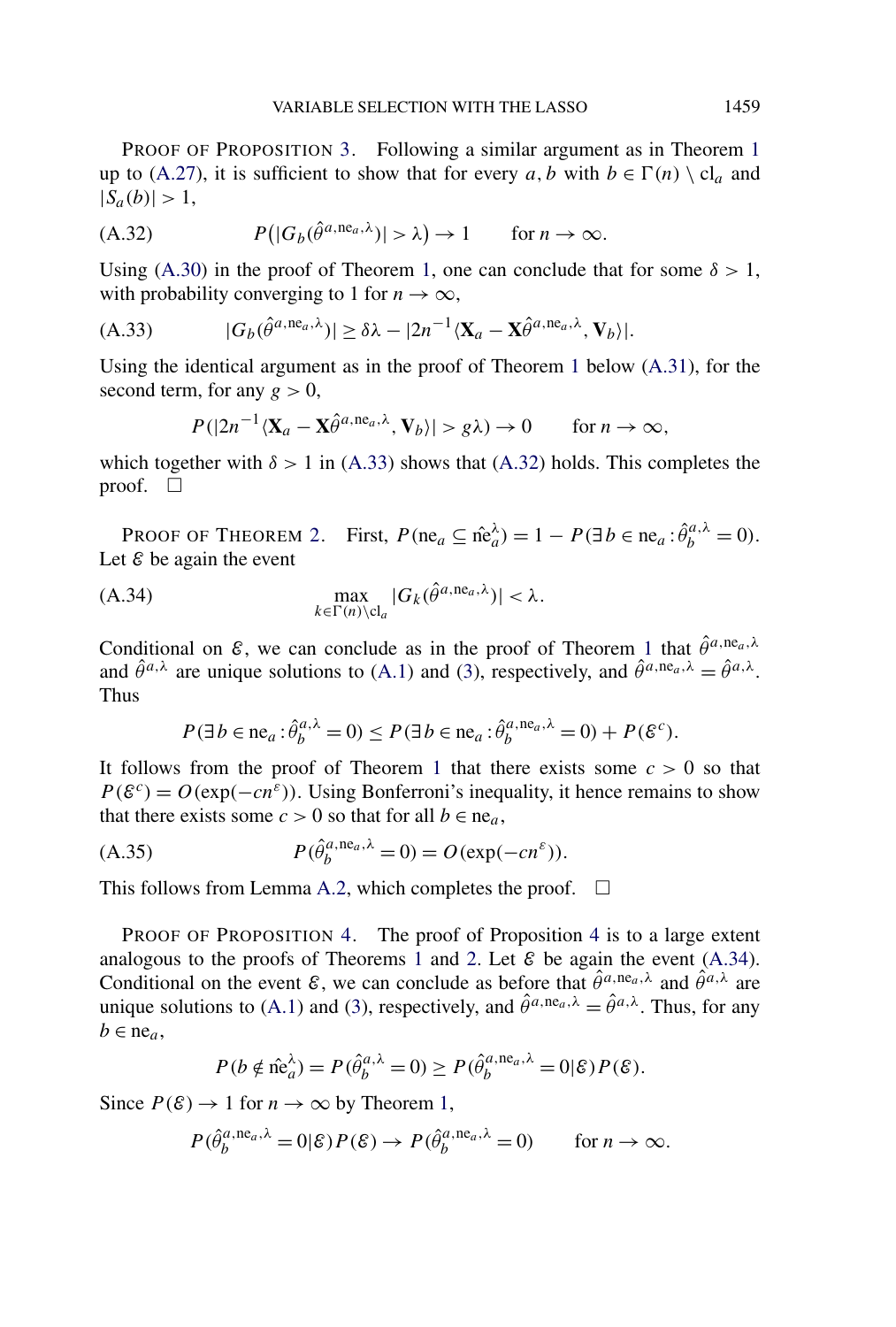PROOF OF PROPOSITION 3. Following a similar argument as in Theorem 1 up to (A.27), it is sufficient to show that for every $a, b$ with $b \in \Gamma(n) \setminus \mathrm{cl}_a$ and $|S_a(b)| > 1$,

$$P\big(|G_b(\hat{\theta}^{a,\mathrm{ne}_a,\lambda})| > \lambda\big) \to 1 \qquad \text{for } n \to \infty. \tag{A.32}$$

Using (A.30) in the proof of Theorem 1, one can conclude that for some $\delta > 1$, with probability converging to 1 for $n \to \infty$,

$$|G_b(\hat{\theta}^{a,\mathrm{ne}_a,\lambda})| \geq \delta\lambda - |2n^{-1}\langle \mathbf{X}_a - \mathbf{X}\hat{\theta}^{a,\mathrm{ne}_a,\lambda}, \mathbf{V}_b\rangle|. \tag{A.33}$$

Using the identical argument as in the proof of Theorem 1 below (A.31), for the second term, for any $g > 0$,

$$P(|2n^{-1}\langle \mathbf{X}_a - \mathbf{X}\hat{\theta}^{a,\mathrm{ne}_a,\lambda}, \mathbf{V}_b\rangle| > g\lambda) \to 0 \qquad \text{for } n \to \infty,$$

which together with $\delta > 1$ in (A.33) shows that (A.32) holds. This completes the proof. $\square$

PROOF OF THEOREM 2. First, $P(\mathrm{ne}_a \subseteq \hat{\mathrm{ne}}_a^{\lambda}) = 1 - P(\exists b \in \mathrm{ne}_a : \hat{\theta}_b^{a,\lambda} = 0)$. Let $\mathcal{E}$ be again the event

$$\max_{k \in \Gamma(n)\setminus \mathrm{cl}_a} |G_k(\hat{\theta}^{a,\mathrm{ne}_a,\lambda})| < \lambda. \tag{A.34}$$

Conditional on $\mathcal{E}$, we can conclude as in the proof of Theorem 1 that $\hat{\theta}^{a,\mathrm{ne}_a,\lambda}$ and $\hat{\theta}^{a,\lambda}$ are unique solutions to (A.1) and (3), respectively, and $\hat{\theta}^{a,\mathrm{ne}_a,\lambda} = \hat{\theta}^{a,\lambda}$. Thus

$$P(\exists b \in \mathrm{ne}_a : \hat{\theta}_b^{a,\lambda} = 0) \leq P(\exists b \in \mathrm{ne}_a : \hat{\theta}_b^{a,\mathrm{ne}_a,\lambda} = 0) + P(\mathcal{E}^c).$$

It follows from the proof of Theorem 1 that there exists some $c > 0$ so that $P(\mathcal{E}^c) = O(\exp(-cn^{\varepsilon}))$. Using Bonferroni's inequality, it hence remains to show that there exists some $c > 0$ so that for all $b \in \mathrm{ne}_a$,

$$P(\hat{\theta}_b^{a,\mathrm{ne}_a,\lambda} = 0) = O(\exp(-cn^{\varepsilon})). \tag{A.35}$$

This follows from Lemma A.2, which completes the proof. $\square$

PROOF OF PROPOSITION 4. The proof of Proposition 4 is to a large extent analogous to the proofs of Theorems 1 and 2. Let $\mathcal{E}$ be again the event (A.34). Conditional on the event $\mathcal{E}$, we can conclude as before that $\hat{\theta}^{a,\mathrm{ne}_a,\lambda}$ and $\hat{\theta}^{a,\lambda}$ are unique solutions to (A.1) and (3), respectively, and $\hat{\theta}^{a,\mathrm{ne}_a,\lambda} = \hat{\theta}^{a,\lambda}$. Thus, for any $b \in \mathrm{ne}_a$,

$$P(b \notin \hat{\mathrm{ne}}_a^{\lambda}) = P(\hat{\theta}_b^{a,\lambda} = 0) \geq P(\hat{\theta}_b^{a,\mathrm{ne}_a,\lambda} = 0 | \mathcal{E})P(\mathcal{E}).$$

Since $P(\mathcal{E}) \to 1$ for $n \to \infty$ by Theorem 1,

$$P(\hat{\theta}_b^{a,\mathrm{ne}_a,\lambda} = 0 | \mathcal{E})P(\mathcal{E}) \to P(\hat{\theta}_b^{a,\mathrm{ne}_a,\lambda} = 0) \qquad \text{for } n \to \infty.$$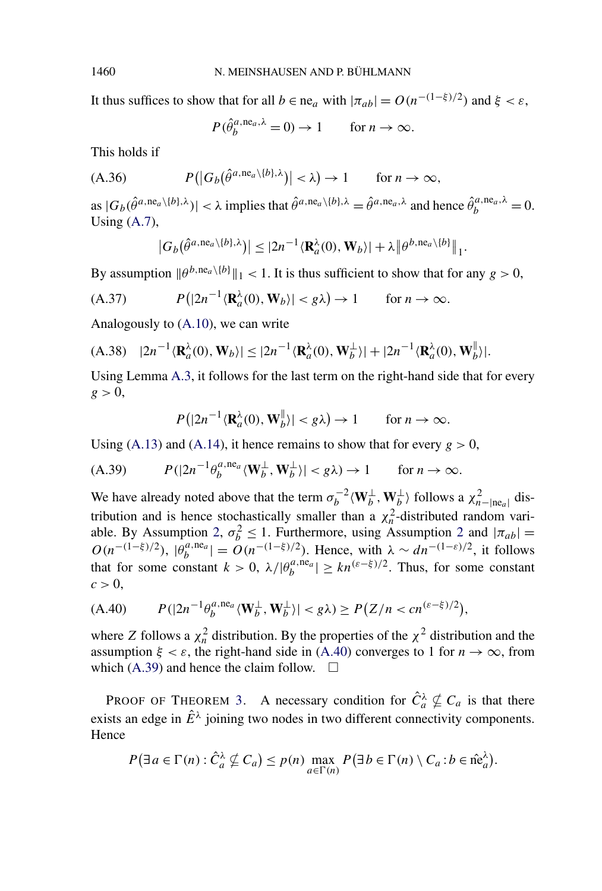It thus suffices to show that for all $b \in \mathrm{ne}_a$ with $|\pi_{ab}| = O(n^{-(1-\xi)/2})$ and $\xi < \varepsilon$,

$$P(\hat{\theta}_b^{a,\mathrm{ne}_a,\lambda} = 0) \to 1 \qquad \text{for } n \to \infty.$$

This holds if

$$P\big(\big|G_b\big(\hat{\theta}^{a,\mathrm{ne}_a \setminus \{b\},\lambda}\big)\big| < \lambda\big) \to 1 \qquad \text{for } n \to \infty, \tag{A.36}$$

as $|G_b(\hat{\theta}^{a,\mathrm{ne}_a \setminus \{b\},\lambda})| < \lambda$ implies that $\hat{\theta}^{a,\mathrm{ne}_a \setminus \{b\},\lambda} = \hat{\theta}^{a,\mathrm{ne}_a,\lambda}$ and hence $\hat{\theta}_b^{a,\mathrm{ne}_a,\lambda} = 0$. Using (A.7),

$$\big|G_b\big(\hat{\theta}^{a,\mathrm{ne}_a \setminus \{b\},\lambda}\big)\big| \le |2n^{-1}\langle \mathbf{R}_a^\lambda(0), \mathbf{W}_b\rangle| + \lambda \big\|\theta^{b,\mathrm{ne}_a \setminus \{b\}}\big\|_1.$$

By assumption $\|\theta^{b,\mathrm{ne}_a \setminus \{b\}}\|_1 < 1$. It is thus sufficient to show that for any $g > 0$,

$$P\big(|2n^{-1}\langle \mathbf{R}_a^\lambda(0), \mathbf{W}_b\rangle| < g\lambda\big) \to 1 \qquad \text{for } n \to \infty. \tag{A.37}$$

Analogously to (A.10), we can write

$$|2n^{-1}\langle \mathbf{R}_a^\lambda(0), \mathbf{W}_b\rangle| \le |2n^{-1}\langle \mathbf{R}_a^\lambda(0), \mathbf{W}_b^\perp\rangle| + |2n^{-1}\langle \mathbf{R}_a^\lambda(0), \mathbf{W}_b^\parallel\rangle|. \tag{A.38}$$

Using Lemma A.3, it follows for the last term on the right-hand side that for every $g > 0$,

$$P\big(|2n^{-1}\langle \mathbf{R}_a^\lambda(0), \mathbf{W}_b^\parallel\rangle| < g\lambda\big) \to 1 \qquad \text{for } n \to \infty.$$

Using (A.13) and (A.14), it hence remains to show that for every $g > 0$,

$$P(|2n^{-1}\theta_b^{a,\mathrm{ne}_a}\langle \mathbf{W}_b^\perp, \mathbf{W}_b^\perp\rangle| < g\lambda) \to 1 \qquad \text{for } n \to \infty. \tag{A.39}$$

We have already noted above that the term $\sigma_b^{-2}\langle \mathbf{W}_b^\perp, \mathbf{W}_b^\perp\rangle$ follows a $\chi^2_{n-|\mathrm{ne}_a|}$ distribution and is hence stochastically smaller than a $\chi^2_n$-distributed random variable. By Assumption 2, $\sigma_b^2 \le 1$. Furthermore, using Assumption 2 and $|\pi_{ab}| = O(n^{-(1-\xi)/2})$, $|\theta_b^{a,\mathrm{ne}_a}| = O(n^{-(1-\xi)/2})$. Hence, with $\lambda \sim dn^{-(1-\varepsilon)/2}$, it follows that for some constant $k > 0$, $\lambda/|\theta_b^{a,\mathrm{ne}_a}| \ge kn^{(\varepsilon-\xi)/2}$. Thus, for some constant $c > 0$,

$$P(|2n^{-1}\theta_b^{a,\mathrm{ne}_a}\langle \mathbf{W}_b^\perp, \mathbf{W}_b^\perp\rangle| < g\lambda) \ge P\big(Z/n < cn^{(\varepsilon-\xi)/2}\big), \tag{A.40}$$

where $Z$ follows a $\chi^2_n$ distribution. By the properties of the $\chi^2$ distribution and the assumption $\xi < \varepsilon$, the right-hand side in (A.40) converges to 1 for $n \to \infty$, from which (A.39) and hence the claim follow. $\square$

Proof of Theorem 3. A necessary condition for $\hat{C}_a^\lambda \not\subseteq C_a$ is that there exists an edge in $\hat{E}^\lambda$ joining two nodes in two different connectivity components. Hence

$$P\big(\exists a \in \Gamma(n) : \hat{C}_a^\lambda \not\subseteq C_a\big) \le p(n) \max_{a \in \Gamma(n)} P\big(\exists b \in \Gamma(n) \setminus C_a : b \in \hat{\mathrm{ne}}_a^\lambda\big).$$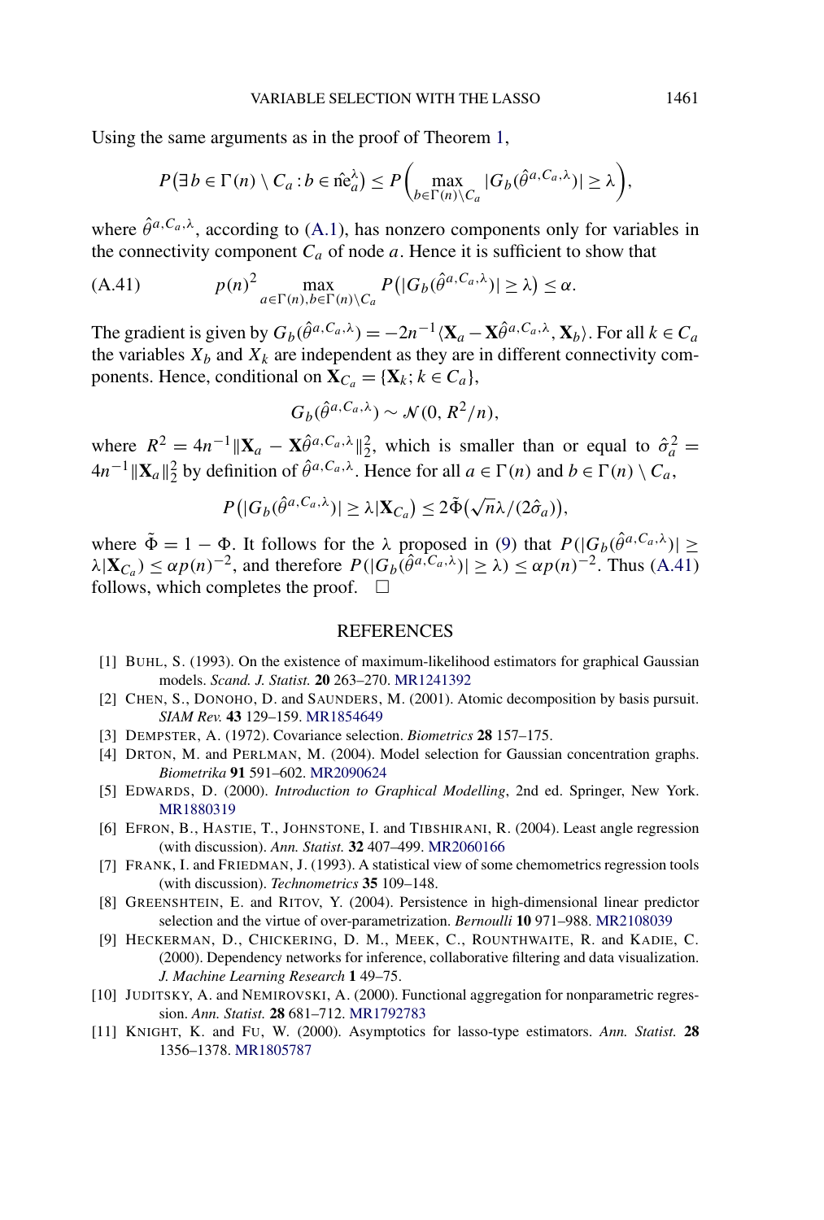Using the same arguments as in the proof of Theorem 1,

$$P\big(\exists b \in \Gamma(n) \setminus C_a : b \in \hat{\mathrm{ne}}_a^\lambda\big) \le P\left(\max_{b \in \Gamma(n) \setminus C_a} |G_b(\hat{\theta}^{a,C_a,\lambda})| \ge \lambda\right),$$

where $\hat{\theta}^{a,C_a,\lambda}$, according to (A.1), has nonzero components only for variables in the connectivity component $C_a$ of node $a$. Hence it is sufficient to show that

$$p(n)^2 \max_{a \in \Gamma(n), b \in \Gamma(n) \setminus C_a} P\big(|G_b(\hat{\theta}^{a,C_a,\lambda})| \ge \lambda\big) \le \alpha. \tag{A.41}$$

The gradient is given by $G_b(\hat{\theta}^{a,C_a,\lambda}) = -2n^{-1}\langle \mathbf{X}_a - \mathbf{X}\hat{\theta}^{a,C_a,\lambda}, \mathbf{X}_b \rangle$. For all $k \in C_a$ the variables $X_b$ and $X_k$ are independent as they are in different connectivity components. Hence, conditional on $\mathbf{X}_{C_a} = \{\mathbf{X}_k; k \in C_a\}$,

$$G_b(\hat{\theta}^{a,C_a,\lambda}) \sim \mathcal{N}(0, R^2/n),$$

where $R^2 = 4n^{-1}\|\mathbf{X}_a - \mathbf{X}\hat{\theta}^{a,C_a,\lambda}\|_2^2$, which is smaller than or equal to $\hat{\sigma}_a^2 = 4n^{-1}\|\mathbf{X}_a\|_2^2$ by definition of $\hat{\theta}^{a,C_a,\lambda}$. Hence for all $a \in \Gamma(n)$ and $b \in \Gamma(n) \setminus C_a$,

$$P\big(|G_b(\hat{\theta}^{a,C_a,\lambda})| \ge \lambda | \mathbf{X}_{C_a}\big) \le 2\tilde{\Phi}\big(\sqrt{n}\lambda/(2\hat{\sigma}_a)\big),$$

where $\tilde{\Phi} = 1 - \Phi$. It follows for the $\lambda$ proposed in (9) that $P(|G_b(\hat{\theta}^{a,C_a,\lambda})| \ge \lambda | \mathbf{X}_{C_a}) \le \alpha p(n)^{-2}$, and therefore $P(|G_b(\hat{\theta}^{a,C_a,\lambda})| \ge \lambda) \le \alpha p(n)^{-2}$. Thus (A.41) follows, which completes the proof. □

## REFERENCES

[1] BUHL, S. (1993). On the existence of maximum-likelihood estimators for graphical Gaussian models. *Scand. J. Statist.* **20** 263–270. MR1241392

[2] CHEN, S., DONOHO, D. and SAUNDERS, M. (2001). Atomic decomposition by basis pursuit. *SIAM Rev.* **43** 129–159. MR1854649

[3] DEMPSTER, A. (1972). Covariance selection. *Biometrics* **28** 157–175.

[4] DRTON, M. and PERLMAN, M. (2004). Model selection for Gaussian concentration graphs. *Biometrika* **91** 591–602. MR2090624

[5] EDWARDS, D. (2000). *Introduction to Graphical Modelling*, 2nd ed. Springer, New York. MR1880319

[6] EFRON, B., HASTIE, T., JOHNSTONE, I. and TIBSHIRANI, R. (2004). Least angle regression (with discussion). *Ann. Statist.* **32** 407–499. MR2060166

[7] FRANK, I. and FRIEDMAN, J. (1993). A statistical view of some chemometrics regression tools (with discussion). *Technometrics* **35** 109–148.

[8] GREENSHTEIN, E. and RITOV, Y. (2004). Persistence in high-dimensional linear predictor selection and the virtue of over-parametrization. *Bernoulli* **10** 971–988. MR2108039

[9] HECKERMAN, D., CHICKERING, D. M., MEEK, C., ROUNTHWAITE, R. and KADIE, C. (2000). Dependency networks for inference, collaborative filtering and data visualization. *J. Machine Learning Research* **1** 49–75.

[10] JUDITSKY, A. and NEMIROVSKI, A. (2000). Functional aggregation for nonparametric regression. *Ann. Statist.* **28** 681–712. MR1792783

[11] KNIGHT, K. and FU, W. (2000). Asymptotics for lasso-type estimators. *Ann. Statist.* **28** 1356–1378. MR1805787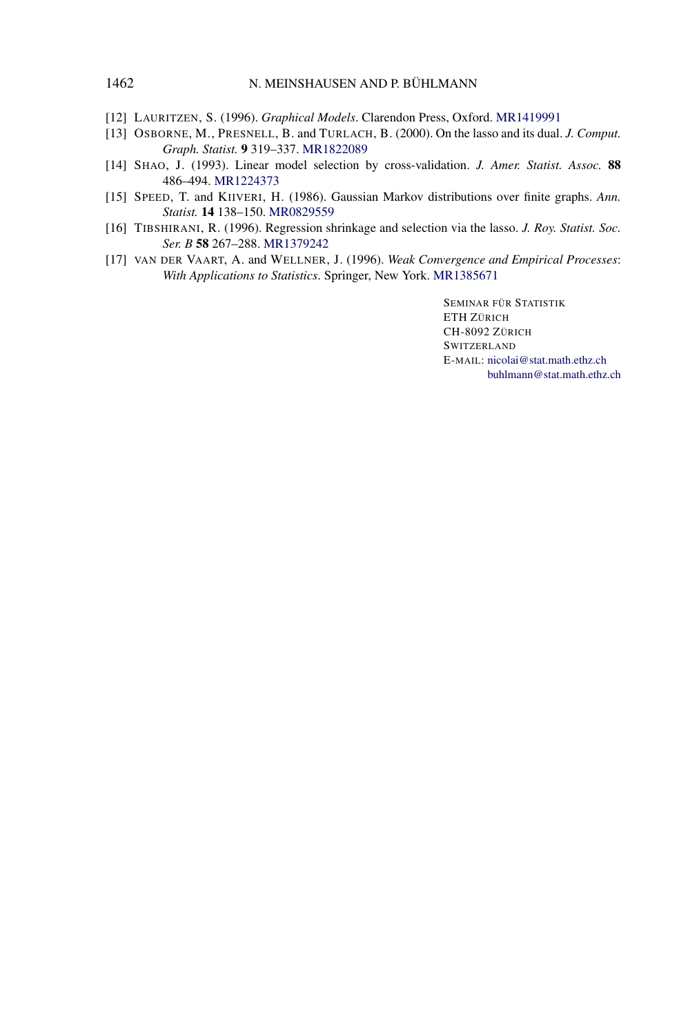[12] LAURITZEN, S. (1996). *Graphical Models*. Clarendon Press, Oxford. MR1419991

[13] OSBORNE, M., PRESNELL, B. and TURLACH, B. (2000). On the lasso and its dual. *J. Comput. Graph. Statist.* **9** 319–337. MR1822089

[14] SHAO, J. (1993). Linear model selection by cross-validation. *J. Amer. Statist. Assoc.* **88** 486–494. MR1224373

[15] SPEED, T. and KIIVERI, H. (1986). Gaussian Markov distributions over finite graphs. *Ann. Statist.* **14** 138–150. MR0829559

[16] TIBSHIRANI, R. (1996). Regression shrinkage and selection via the lasso. *J. Roy. Statist. Soc. Ser. B* **58** 267–288. MR1379242

[17] VAN DER VAART, A. and WELLNER, J. (1996). *Weak Convergence and Empirical Processes*: *With Applications to Statistics*. Springer, New York. MR1385671

SEMINAR FÜR STATISTIK
ETH ZÜRICH
CH-8092 ZÜRICH
SWITZERLAND
E-MAIL: nicolai@stat.math.ethz.ch
buhlmann@stat.math.ethz.ch